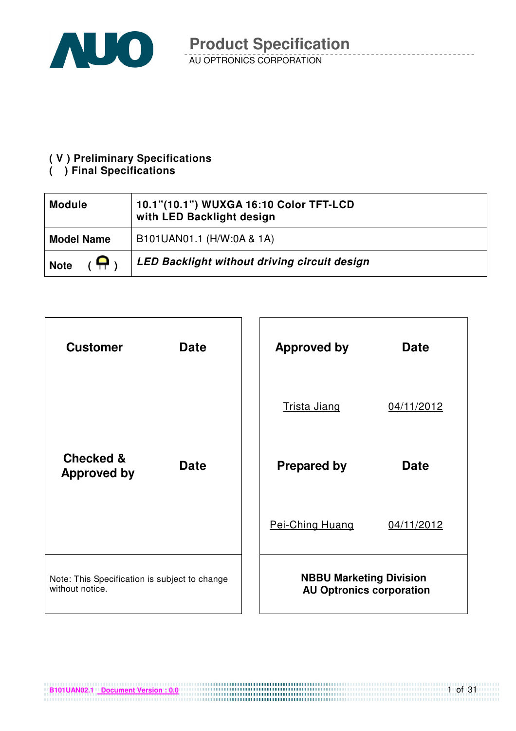# Product Specification

AU OPTRONICS CORPORATION

( V ) Preliminary Specifications
( ) Final Specifications

| Module | 10.1"(10.1") WUXGA 16:10 Color TFT-LCD with LED Backlight design |
|---|---|
| Model Name | B101UAN01.1 (H/W:0A & 1A) |
| Note ( ) | *LED Backlight without driving circuit design* |

| Customer | Date | Approved by | Date |
|---|---|---|---|
| | | Trista Jiang | 04/11/2012 |
| Checked & Approved by | Date | Prepared by | Date |
| | | Pei-Ching Huang | 04/11/2012 |
| Note: This Specification is subject to change without notice. | | NBBU Marketing Division AU Optronics corporation | |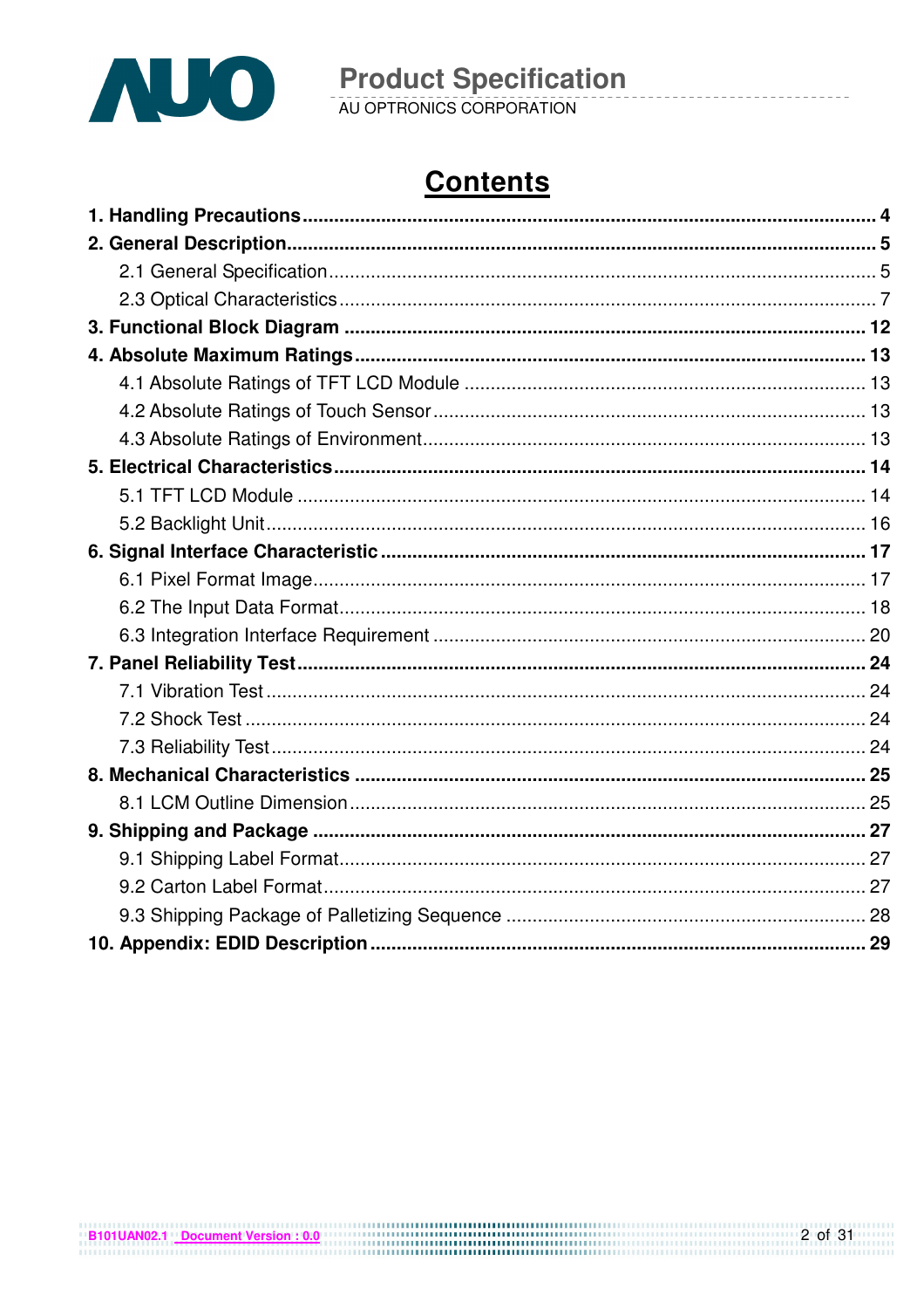# Contents

**1. Handling Precautions** .......... **4**

**2. General Description** .......... **5**

- 2.1 General Specification .......... 5
- 2.3 Optical Characteristics .......... 7

**3. Functional Block Diagram** .......... **12**

**4. Absolute Maximum Ratings** .......... **13**

- 4.1 Absolute Ratings of TFT LCD Module .......... 13
- 4.2 Absolute Ratings of Touch Sensor .......... 13
- 4.3 Absolute Ratings of Environment .......... 13

**5. Electrical Characteristics** .......... **14**

- 5.1 TFT LCD Module .......... 14
- 5.2 Backlight Unit .......... 16

**6. Signal Interface Characteristic** .......... **17**

- 6.1 Pixel Format Image .......... 17
- 6.2 The Input Data Format .......... 18
- 6.3 Integration Interface Requirement .......... 20

**7. Panel Reliability Test** .......... **24**

- 7.1 Vibration Test .......... 24
- 7.2 Shock Test .......... 24
- 7.3 Reliability Test .......... 24

**8. Mechanical Characteristics** .......... **25**

- 8.1 LCM Outline Dimension .......... 25

**9. Shipping and Package** .......... **27**

- 9.1 Shipping Label Format .......... 27
- 9.2 Carton Label Format .......... 27
- 9.3 Shipping Package of Palletizing Sequence .......... 28

**10. Appendix: EDID Description** .......... **29**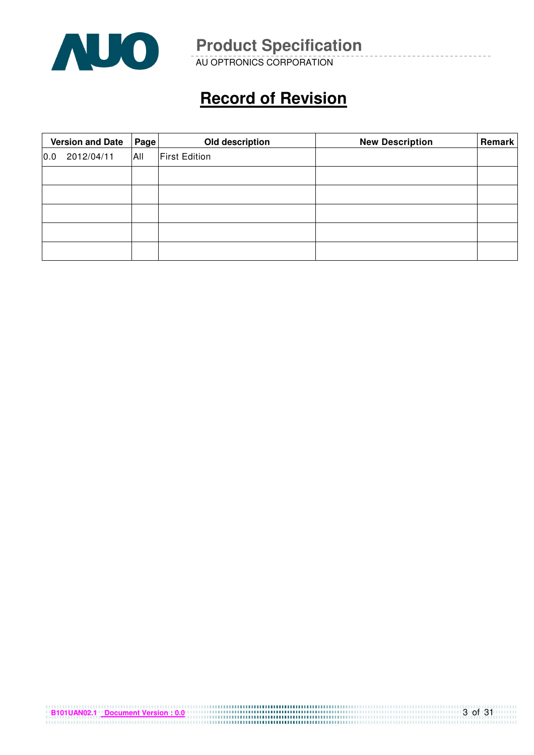# Record of Revision

| Version and Date | Page | Old description | New Description | Remark |
|---|---|---|---|---|
| 0.0 2012/04/11 | All | First Edition | | |
| | | | | |
| | | | | |
| | | | | |
| | | | | |
| | | | | |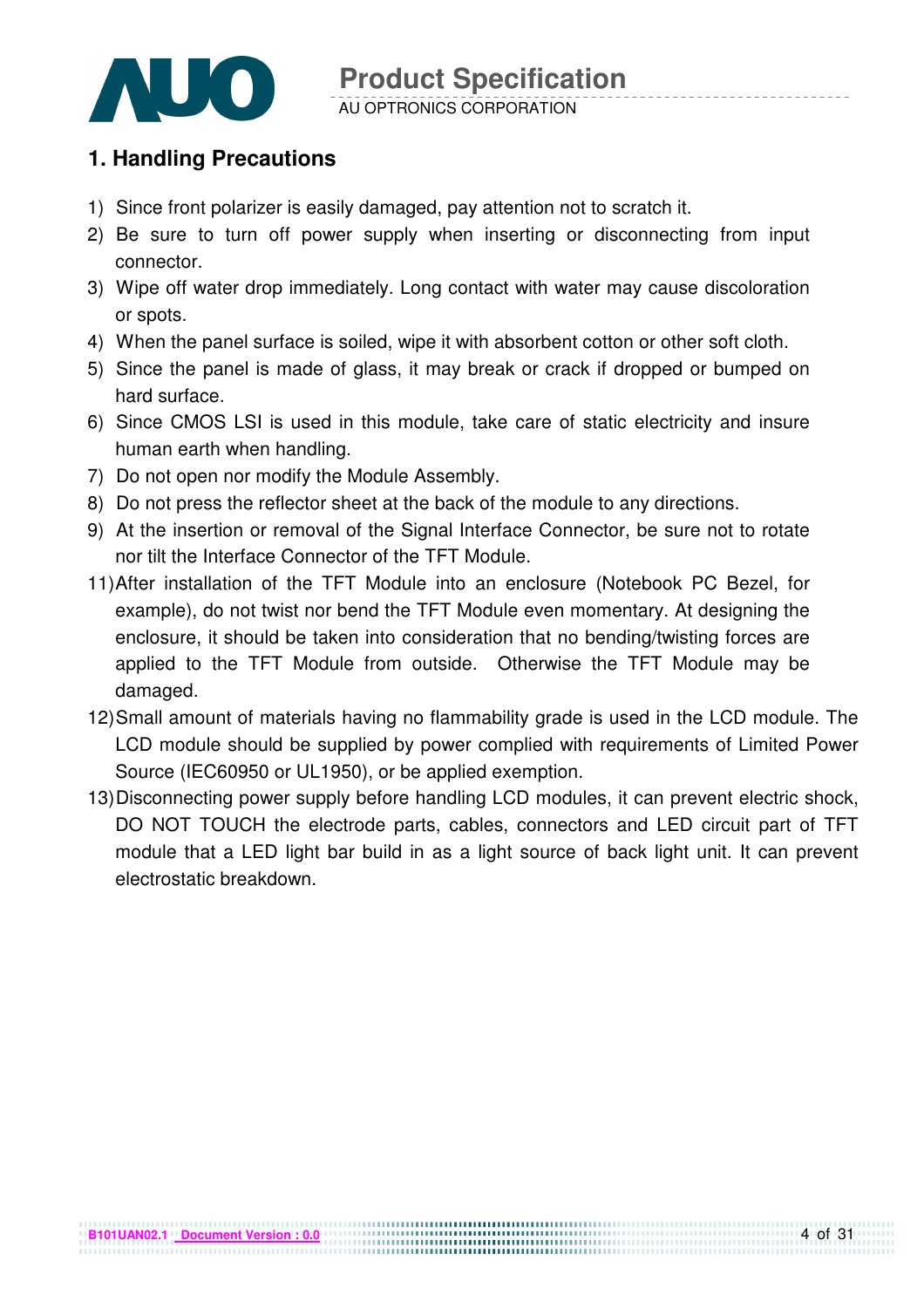## 1. Handling Precautions

1) Since front polarizer is easily damaged, pay attention not to scratch it.
2) Be sure to turn off power supply when inserting or disconnecting from input connector.
3) Wipe off water drop immediately. Long contact with water may cause discoloration or spots.
4) When the panel surface is soiled, wipe it with absorbent cotton or other soft cloth.
5) Since the panel is made of glass, it may break or crack if dropped or bumped on hard surface.
6) Since CMOS LSI is used in this module, take care of static electricity and insure human earth when handling.
7) Do not open nor modify the Module Assembly.
8) Do not press the reflector sheet at the back of the module to any directions.
9) At the insertion or removal of the Signal Interface Connector, be sure not to rotate nor tilt the Interface Connector of the TFT Module.
11) After installation of the TFT Module into an enclosure (Notebook PC Bezel, for example), do not twist nor bend the TFT Module even momentary. At designing the enclosure, it should be taken into consideration that no bending/twisting forces are applied to the TFT Module from outside. Otherwise the TFT Module may be damaged.
12) Small amount of materials having no flammability grade is used in the LCD module. The LCD module should be supplied by power complied with requirements of Limited Power Source (IEC60950 or UL1950), or be applied exemption.
13) Disconnecting power supply before handling LCD modules, it can prevent electric shock, DO NOT TOUCH the electrode parts, cables, connectors and LED circuit part of TFT module that a LED light bar build in as a light source of back light unit. It can prevent electrostatic breakdown.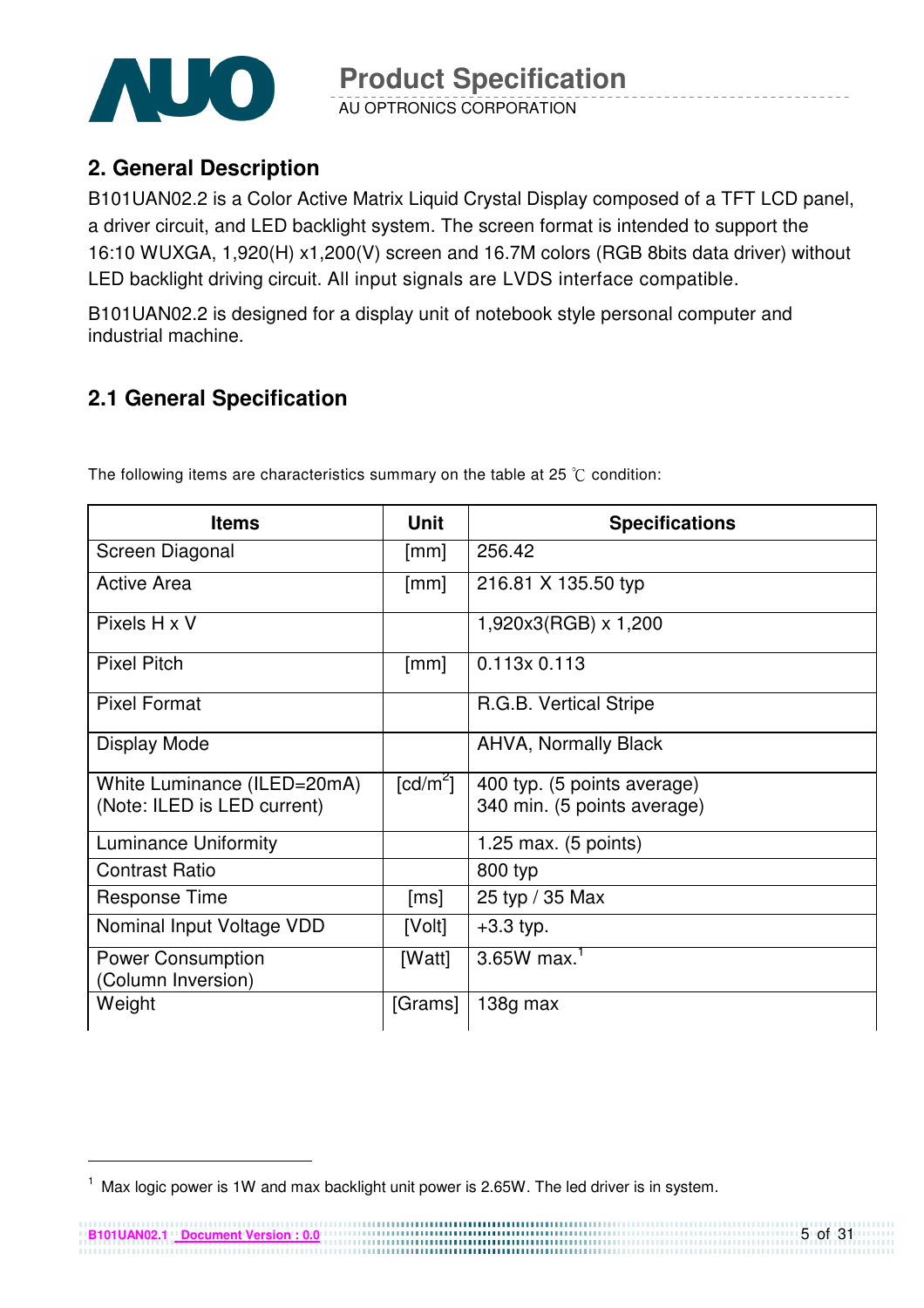## 2. General Description

B101UAN02.2 is a Color Active Matrix Liquid Crystal Display composed of a TFT LCD panel, a driver circuit, and LED backlight system. The screen format is intended to support the 16:10 WUXGA, 1,920(H) x1,200(V) screen and 16.7M colors (RGB 8bits data driver) without LED backlight driving circuit. All input signals are LVDS interface compatible.

B101UAN02.2 is designed for a display unit of notebook style personal computer and industrial machine.

## 2.1 General Specification

The following items are characteristics summary on the table at 25 ℃ condition:

| Items | Unit | Specifications |
|---|---|---|
| Screen Diagonal | [mm] | 256.42 |
| Active Area | [mm] | 216.81 X 135.50 typ |
| Pixels H x V | | 1,920x3(RGB) x 1,200 |
| Pixel Pitch | [mm] | 0.113x 0.113 |
| Pixel Format | | R.G.B. Vertical Stripe |
| Display Mode | | AHVA, Normally Black |
| White Luminance (ILED=20mA) (Note: ILED is LED current) | [$cd/m^2$] | 400 typ. (5 points average) 340 min. (5 points average) |
| Luminance Uniformity | | 1.25 max. (5 points) |
| Contrast Ratio | | 800 typ |
| Response Time | [ms] | 25 typ / 35 Max |
| Nominal Input Voltage VDD | [Volt] | +3.3 typ. |
| Power Consumption (Column Inversion) | [Watt] | 3.65W max.[1] |
| Weight | [Grams] | 138g max |

[1] Max logic power is 1W and max backlight unit power is 2.65W. The led driver is in system.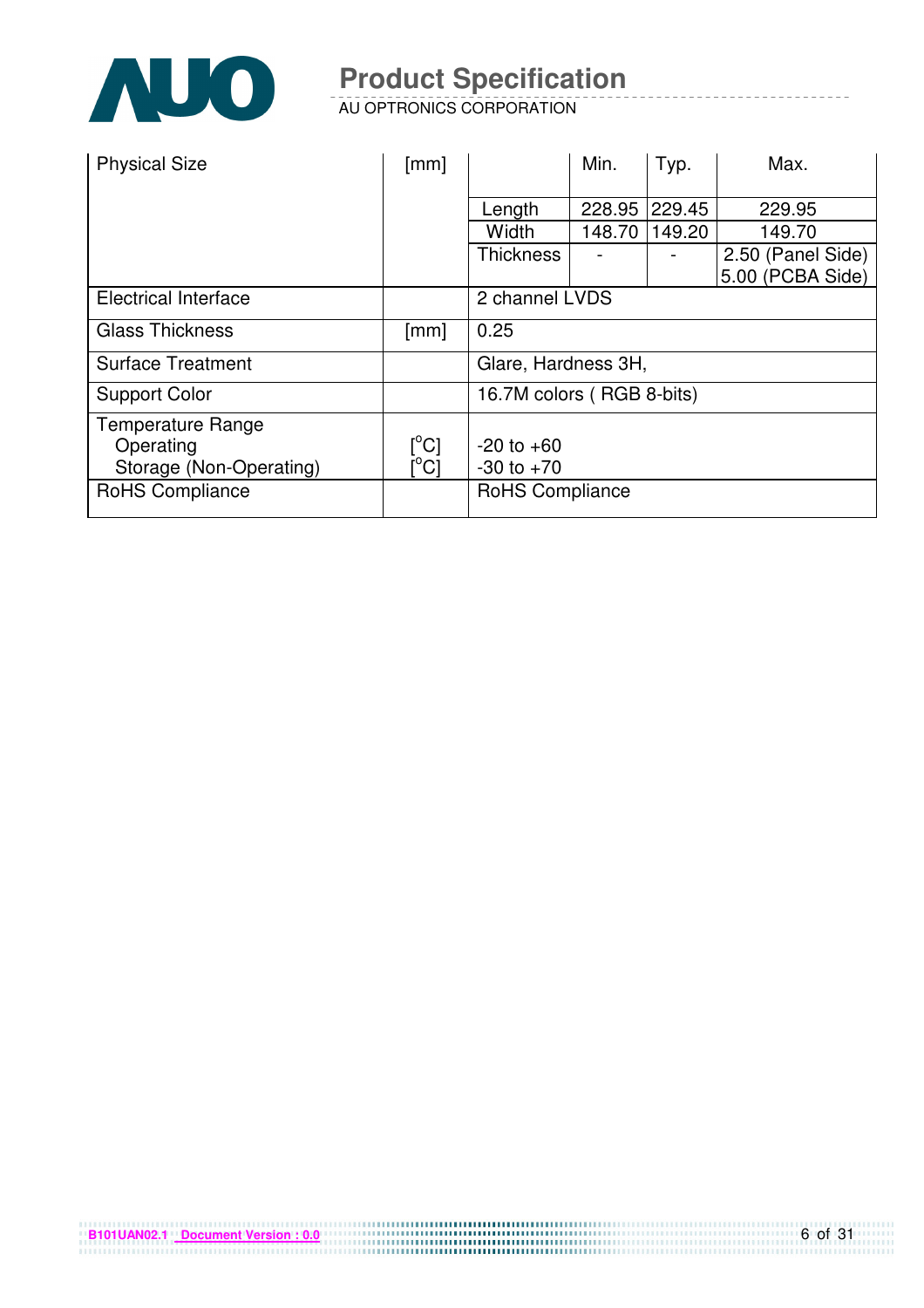| Physical Size | [mm] | | Min. | Typ. | Max. |
|---|---|---|---|---|---|
| | | Length | 228.95 | 229.45 | 229.95 |
| | | Width | 148.70 | 149.20 | 149.70 |
| | | Thickness | - | - | 2.50 (Panel Side)<br>5.00 (PCBA Side) |
| Electrical Interface | | 2 channel LVDS | | | |
| Glass Thickness | [mm] | 0.25 | | | |
| Surface Treatment | | Glare, Hardness 3H, | | | |
| Support Color | | 16.7M colors ( RGB 8-bits) | | | |
| Temperature Range<br>Operating<br>Storage (Non-Operating) | <br>[°C]<br>[°C] | <br>-20 to +60<br>-30 to +70 | | | |
| RoHS Compliance | | RoHS Compliance | | | |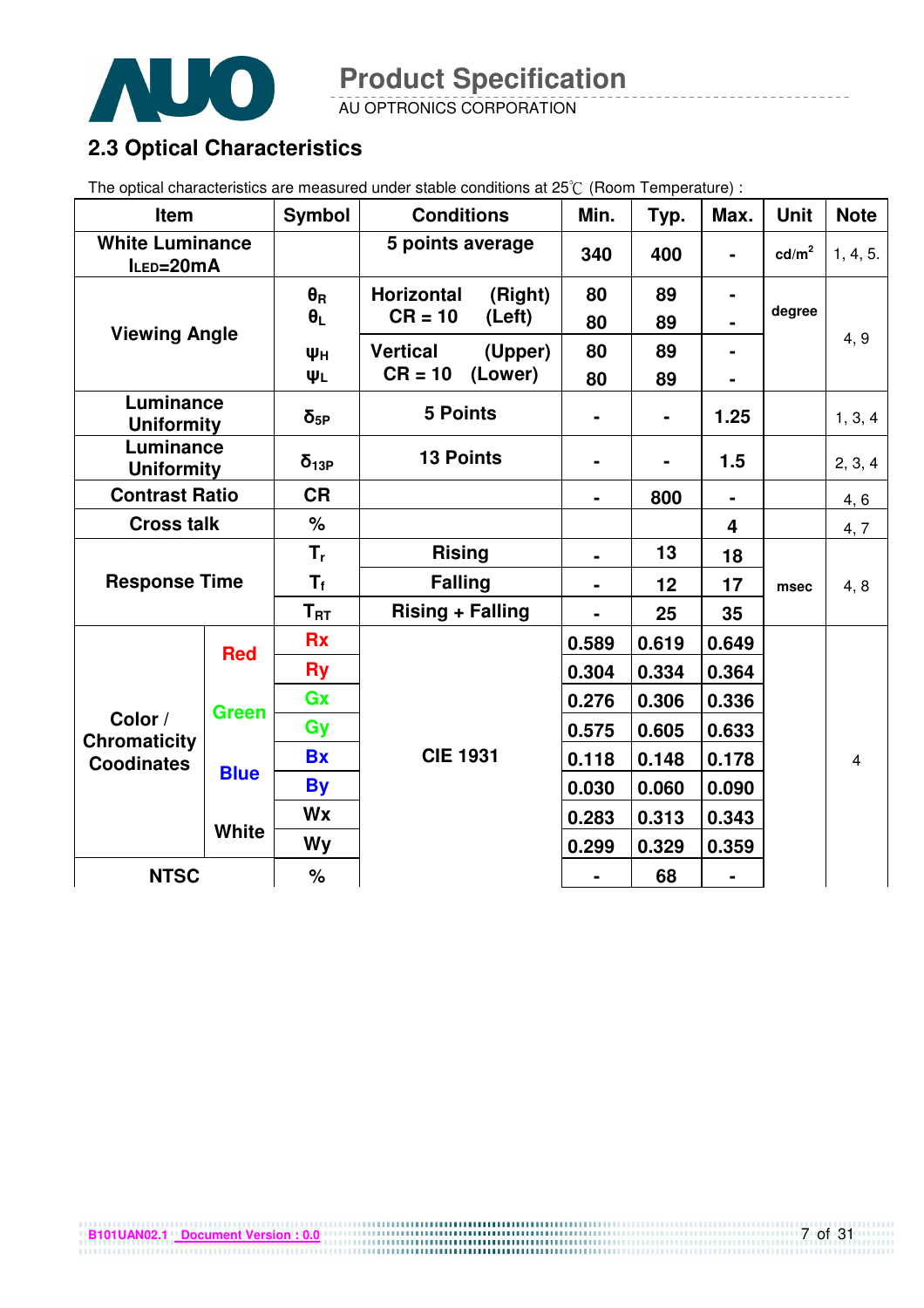## 2.3 Optical Characteristics

The optical characteristics are measured under stable conditions at 25℃ (Room Temperature) :

| Item | | Symbol | Conditions | Min. | Typ. | Max. | Unit | Note |
|---|---|---|---|---|---|---|---|---|
| White Luminance $I_{LED}$=20mA | | | 5 points average | 340 | 400 | - | cd/m$^2$ | 1, 4, 5. |
| Viewing Angle | | $\theta_R$ | Horizontal (Right) CR = 10 | 80 | 89 | - | degree | 4, 9 |
| | | $\theta_L$ | Horizontal (Left) CR = 10 | 80 | 89 | - | | |
| | | $\psi_H$ | Vertical (Upper) CR = 10 | 80 | 89 | - | | |
| | | $\psi_L$ | Vertical (Lower) CR = 10 | 80 | 89 | - | | |
| Luminance Uniformity | | $\delta_{5P}$ | 5 Points | - | - | 1.25 | | 1, 3, 4 |
| Luminance Uniformity | | $\delta_{13P}$ | 13 Points | - | - | 1.5 | | 2, 3, 4 |
| Contrast Ratio | | CR | | - | 800 | - | | 4, 6 |
| Cross talk | | % | | | | 4 | | 4, 7 |
| Response Time | | $T_r$ | Rising | - | 13 | 18 | msec | 4, 8 |
| | | $T_f$ | Falling | - | 12 | 17 | | |
| | | $T_{RT}$ | Rising + Falling | - | 25 | 35 | | |
| Color / Chromaticity Coodinates | Red | Rx | CIE 1931 | 0.589 | 0.619 | 0.649 | | 4 |
| | | Ry | | 0.304 | 0.334 | 0.364 | | |
| | Green | Gx | | 0.276 | 0.306 | 0.336 | | |
| | | Gy | | 0.575 | 0.605 | 0.633 | | |
| | Blue | Bx | | 0.118 | 0.148 | 0.178 | | |
| | | By | | 0.030 | 0.060 | 0.090 | | |
| | White | Wx | | 0.283 | 0.313 | 0.343 | | |
| | | Wy | | 0.299 | 0.329 | 0.359 | | |
| NTSC | | % | | - | 68 | - | | |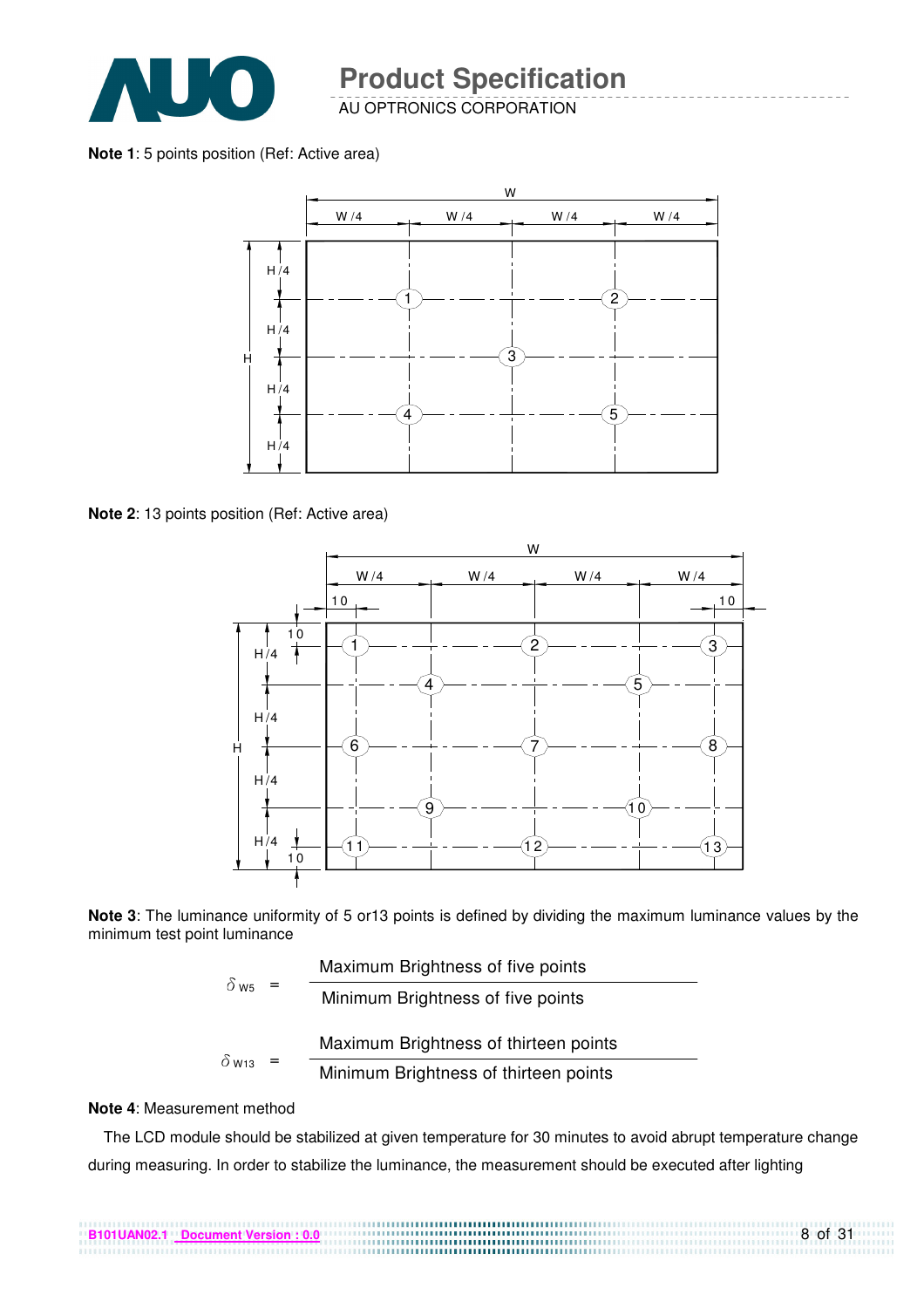**Note 1**: 5 points position (Ref: Active area)

**Note 2**: 13 points position (Ref: Active area)

**Note 3**: The luminance uniformity of 5 or13 points is defined by dividing the maximum luminance values by the minimum test point luminance

$$\delta_{W5} = \frac{\text{Maximum Brightness of five points}}{\text{Minimum Brightness of five points}}$$

$$\delta_{W13} = \frac{\text{Maximum Brightness of thirteen points}}{\text{Minimum Brightness of thirteen points}}$$

**Note 4**: Measurement method

The LCD module should be stabilized at given temperature for 30 minutes to avoid abrupt temperature change during measuring. In order to stabilize the luminance, the measurement should be executed after lighting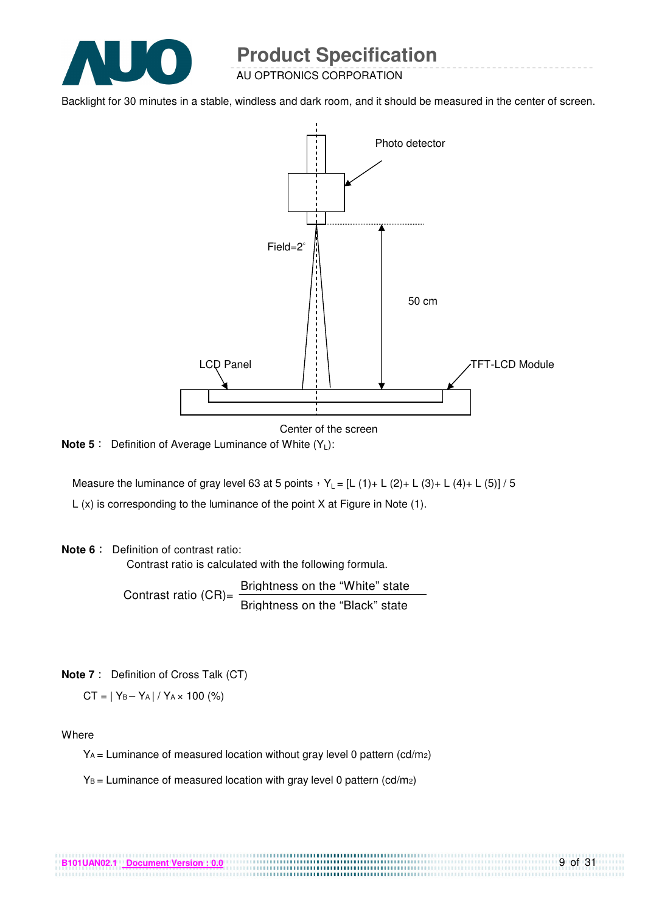Backlight for 30 minutes in a stable, windless and dark room, and it should be measured in the center of screen.

Photo detector

Field=2°

50 cm

LCD Panel

TFT-LCD Module

Center of the screen

**Note 5**： Definition of Average Luminance of White ($Y_L$):

Measure the luminance of gray level 63 at 5 points，$Y_L$ = [L (1)+ L (2)+ L (3)+ L (4)+ L (5)] / 5

L (x) is corresponding to the luminance of the point X at Figure in Note (1).

**Note 6**： Definition of contrast ratio:

Contrast ratio is calculated with the following formula.

$$\text{Contrast ratio (CR)} = \frac{\text{Brightness on the "White" state}}{\text{Brightness on the "Black" state}}$$

**Note 7**： Definition of Cross Talk (CT)

$$CT = | Y_B - Y_A | / Y_A \times 100\ (\%)$$

Where

$Y_A$ = Luminance of measured location without gray level 0 pattern (cd/$m_2$)

$Y_B$ = Luminance of measured location with gray level 0 pattern (cd/$m_2$)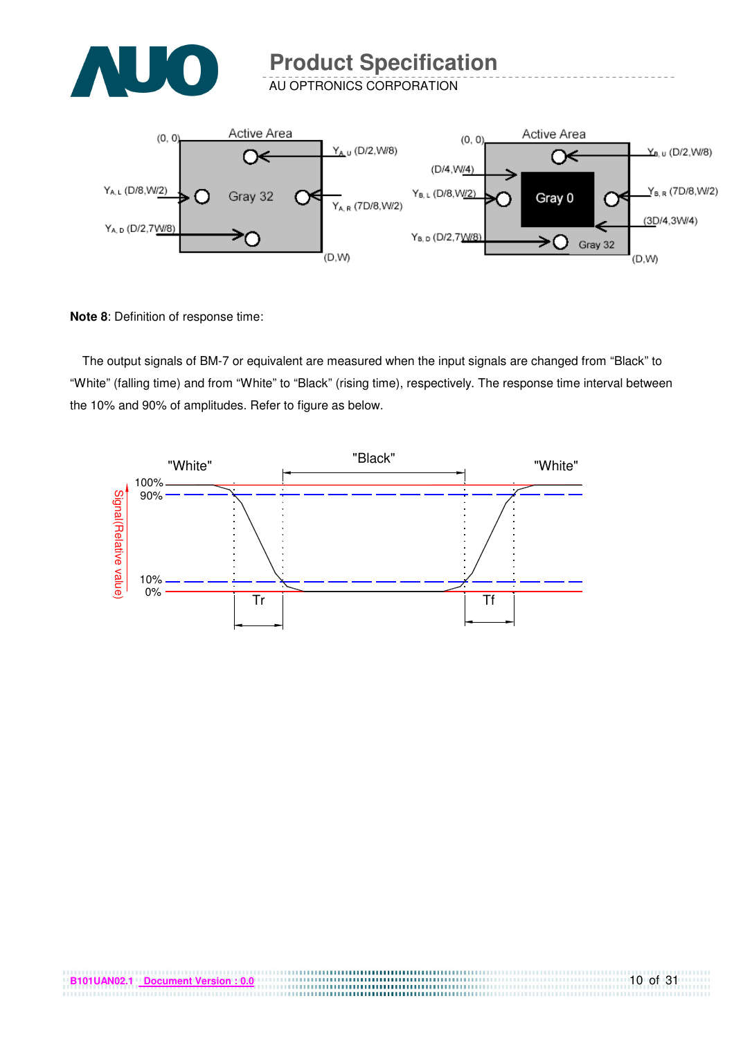**Note 8**: Definition of response time:

The output signals of BM-7 or equivalent are measured when the input signals are changed from "Black" to "White" (falling time) and from "White" to "Black" (rising time), respectively. The response time interval between the 10% and 90% of amplitudes. Refer to figure as below.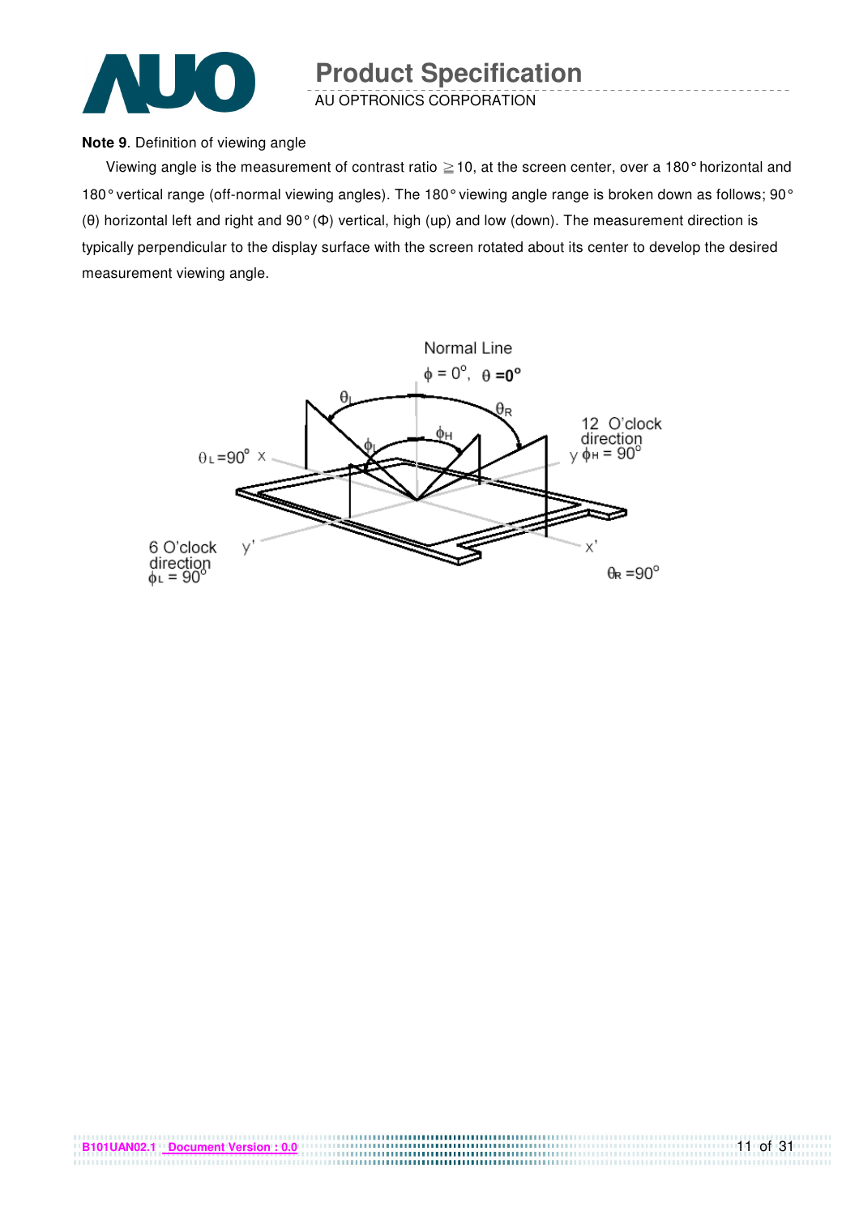**Note 9**. Definition of viewing angle

Viewing angle is the measurement of contrast ratio ≧10, at the screen center, over a 180° horizontal and 180° vertical range (off-normal viewing angles). The 180° viewing angle range is broken down as follows; 90° (θ) horizontal left and right and 90° (Φ) vertical, high (up) and low (down). The measurement direction is typically perpendicular to the display surface with the screen rotated about its center to develop the desired measurement viewing angle.

Normal Line

$\phi = 0^{o}$, $\theta = 0^{o}$

$\theta_L = 90^{o}$ x

12 O'clock direction
y $\phi_H = 90^{o}$

6 O'clock direction
$\phi_L = 90^{o}$

y'

x'

$\theta_R = 90^{o}$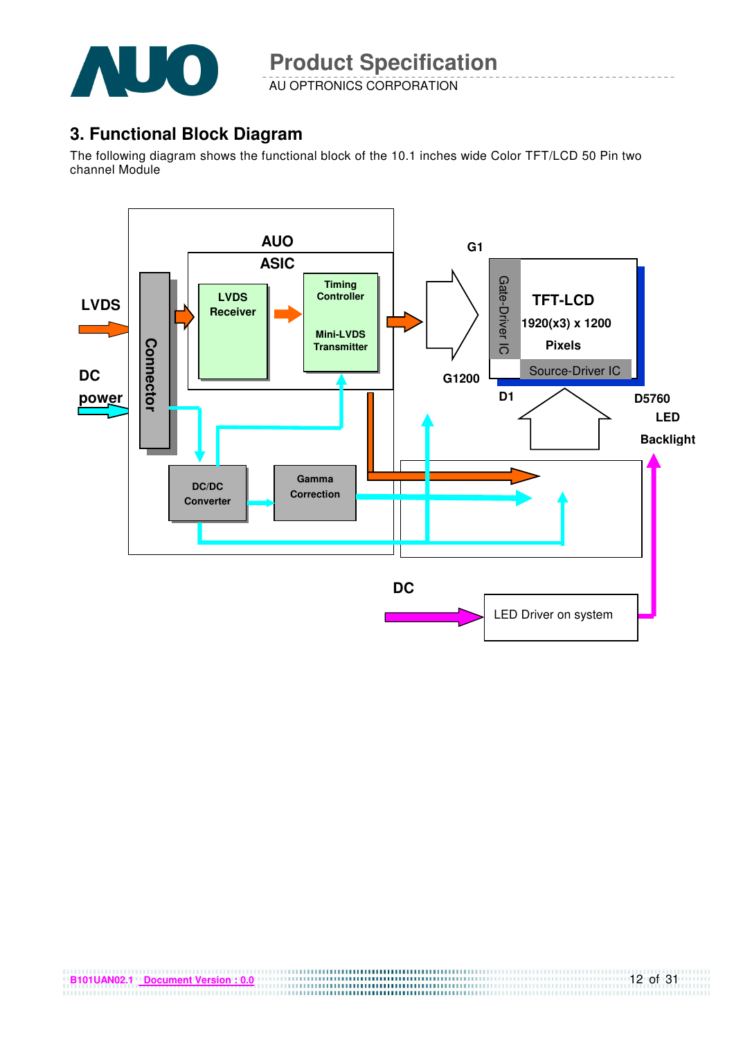## 3. Functional Block Diagram

The following diagram shows the functional block of the 10.1 inches wide Color TFT/LCD 50 Pin two channel Module

LVDS

DC power

Connector

AUO ASIC

LVDS Receiver

Timing Controller

Mini-LVDS Transmitter

G1

G1200

Gate-Driver IC

TFT-LCD 1920(x3) x 1200 Pixels

Source-Driver IC

D1

D5760

LED Backlight

DC/DC Converter

Gamma Correction

DC

LED Driver on system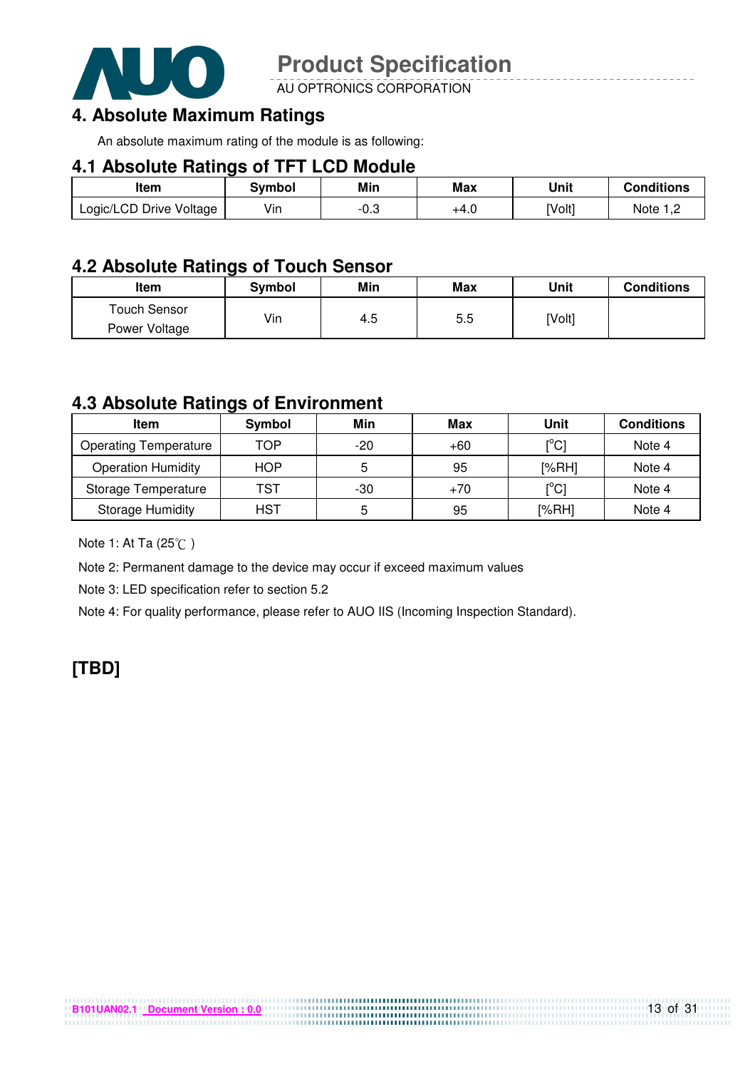## 4. Absolute Maximum Ratings

An absolute maximum rating of the module is as following:

### 4.1 Absolute Ratings of TFT LCD Module

| Item | Symbol | Min | Max | Unit | Conditions |
|---|---|---|---|---|---|
| Logic/LCD Drive Voltage | Vin | -0.3 | +4.0 | [Volt] | Note 1,2 |

### 4.2 Absolute Ratings of Touch Sensor

| Item | Symbol | Min | Max | Unit | Conditions |
|---|---|---|---|---|---|
| Touch Sensor Power Voltage | Vin | 4.5 | 5.5 | [Volt] | |

### 4.3 Absolute Ratings of Environment

| Item | Symbol | Min | Max | Unit | Conditions |
|---|---|---|---|---|---|
| Operating Temperature | TOP | -20 | +60 | [°C] | Note 4 |
| Operation Humidity | HOP | 5 | 95 | [%RH] | Note 4 |
| Storage Temperature | TST | -30 | +70 | [°C] | Note 4 |
| Storage Humidity | HST | 5 | 95 | [%RH] | Note 4 |

Note 1: At Ta (25℃ )

Note 2: Permanent damage to the device may occur if exceed maximum values

Note 3: LED specification refer to section 5.2

Note 4: For quality performance, please refer to AUO IIS (Incoming Inspection Standard).

## [TBD]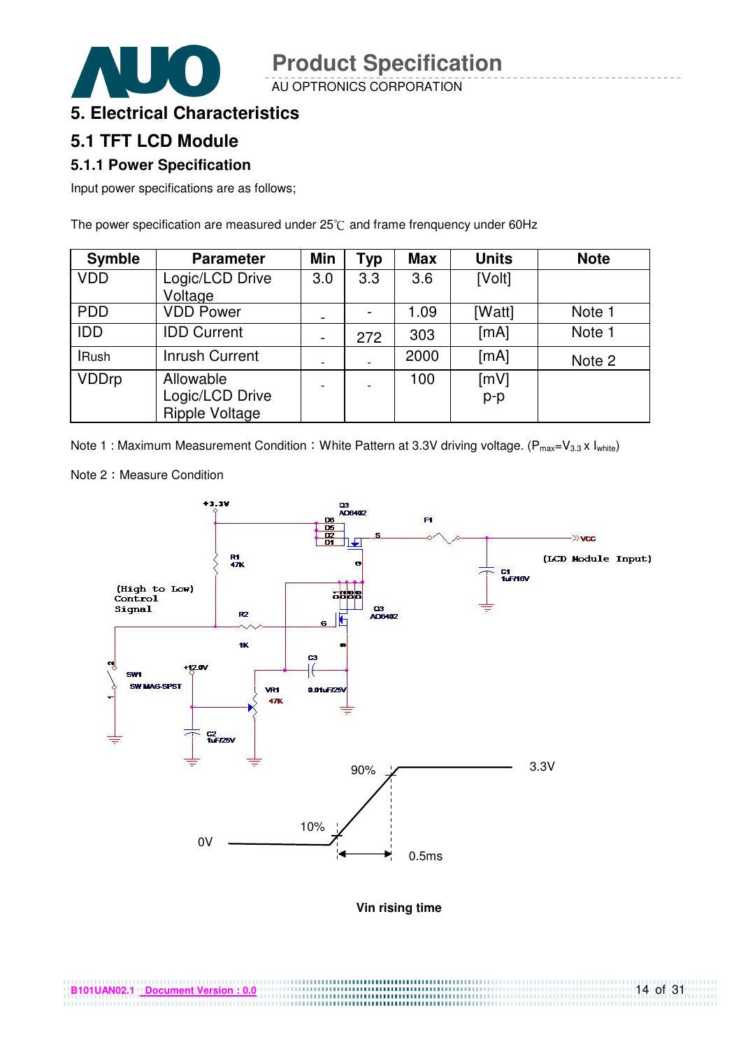# 5. Electrical Characteristics

## 5.1 TFT LCD Module

### 5.1.1 Power Specification

Input power specifications are as follows;

The power specification are measured under 25℃ and frame frenquency under 60Hz

| Symble | Parameter | Min | Typ | Max | Units | Note |
|---|---|---|---|---|---|---|
| VDD | Logic/LCD Drive Voltage | 3.0 | 3.3 | 3.6 | [Volt] | |
| PDD | VDD Power | - | - | 1.09 | [Watt] | Note 1 |
| IDD | IDD Current | - | 272 | 303 | [mA] | Note 1 |
| IRush | Inrush Current | - | - | 2000 | [mA] | Note 2 |
| VDDrp | Allowable Logic/LCD Drive Ripple Voltage | - | - | 100 | [mV] p-p | |

Note 1 : Maximum Measurement Condition：White Pattern at 3.3V driving voltage. ($P_{max}=V_{3.3} \times I_{white}$)

Note 2：Measure Condition

+3.3V, Q3 AO6402, F1, VCC (LCD Module Input), C1 1uF/16V, R1 47K, (High to Low) Control Signal, R2 1K, Q3 AO6402, C3 0.01uF/25V, SW1 SW MAG-SPST, +12.0V, VR1 47K, C2 1uF/25V

90%, 3.3V, 10%, 0V, 0.5ms

**Vin rising time**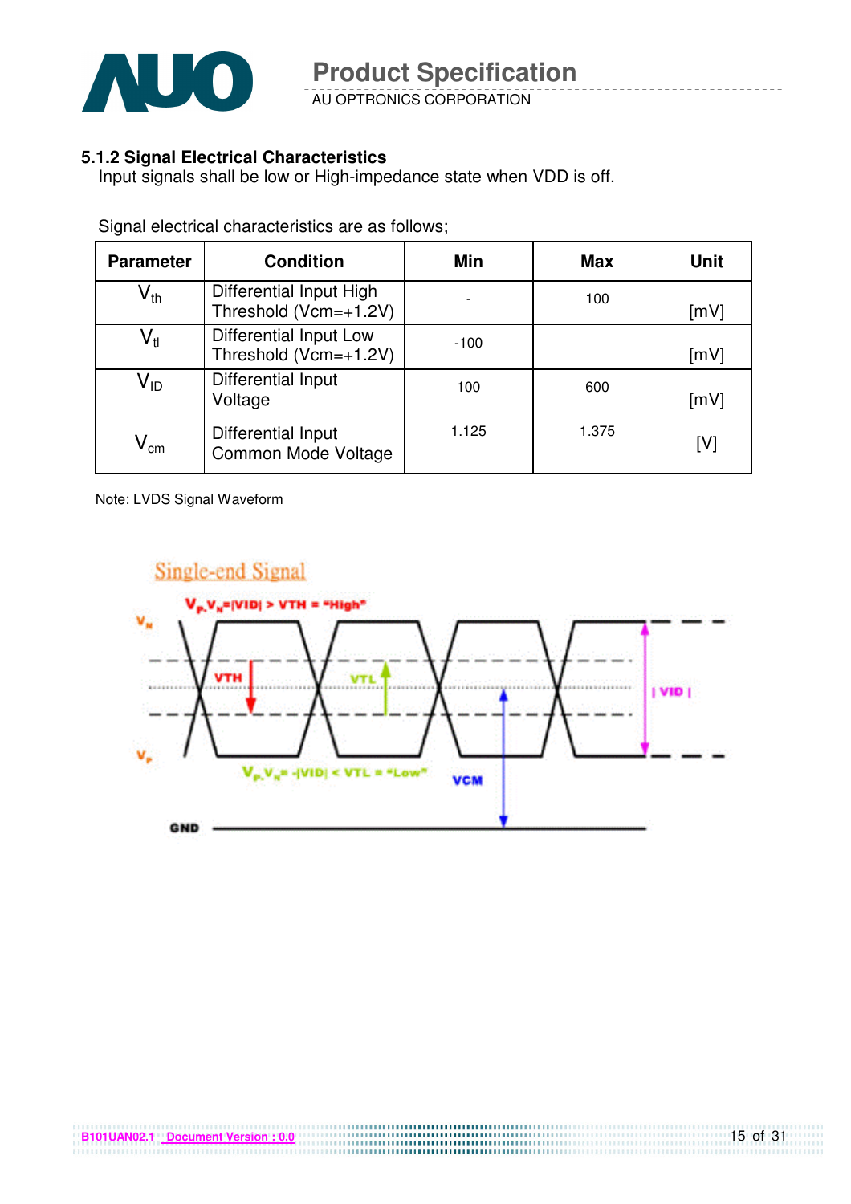### 5.1.2 Signal Electrical Characteristics

Input signals shall be low or High-impedance state when VDD is off.

Signal electrical characteristics are as follows;

| Parameter | Condition | Min | Max | Unit |
|---|---|---|---|---|
| $V_{th}$ | Differential Input High Threshold (Vcm=+1.2V) | - | 100 | [mV] |
| $V_{tl}$ | Differential Input Low Threshold (Vcm=+1.2V) | -100 | | [mV] |
| $V_{ID}$ | Differential Input Voltage | 100 | 600 | [mV] |
| $V_{cm}$ | Differential Input Common Mode Voltage | 1.125 | 1.375 | [V] |

Note: LVDS Signal Waveform

Single-end Signal

$V_P$-$V_N$=|VID| > VTH = "High"

$V_P$-$V_N$= -|VID| < VTL = "Low"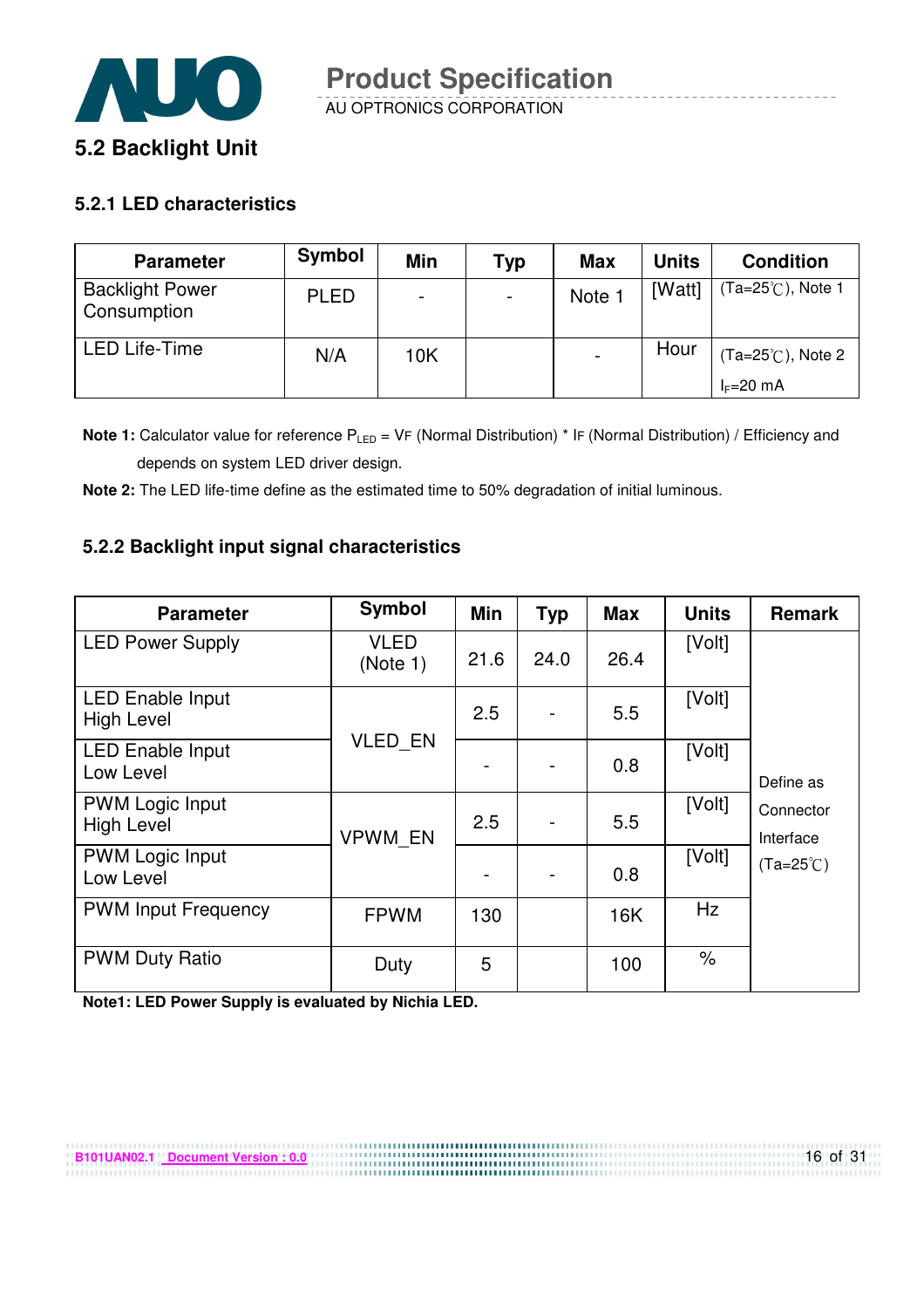## 5.2 Backlight Unit

### 5.2.1 LED characteristics

| Parameter | Symbol | Min | Typ | Max | Units | Condition |
|---|---|---|---|---|---|---|
| Backlight Power Consumption | PLED | - | - | Note 1 | [Watt] | (Ta=25℃), Note 1 |
| LED Life-Time | N/A | 10K | | - | Hour | (Ta=25℃), Note 2 $I_F$=20 mA |

**Note 1:** Calculator value for reference $P_{LED}$ = VF (Normal Distribution) * IF (Normal Distribution) / Efficiency and depends on system LED driver design.

**Note 2:** The LED life-time define as the estimated time to 50% degradation of initial luminous.

### 5.2.2 Backlight input signal characteristics

| Parameter | Symbol | Min | Typ | Max | Units | Remark |
|---|---|---|---|---|---|---|
| LED Power Supply | VLED (Note 1) | 21.6 | 24.0 | 26.4 | [Volt] | Define as Connector Interface (Ta=25℃) |
| LED Enable Input High Level | VLED_EN | 2.5 | - | 5.5 | [Volt] | |
| LED Enable Input Low Level | | - | - | 0.8 | [Volt] | |
| PWM Logic Input High Level | VPWM_EN | 2.5 | - | 5.5 | [Volt] | |
| PWM Logic Input Low Level | | - | - | 0.8 | [Volt] | |
| PWM Input Frequency | FPWM | 130 | | 16K | Hz | |
| PWM Duty Ratio | Duty | 5 | | 100 | % | |

**Note1: LED Power Supply is evaluated by Nichia LED.**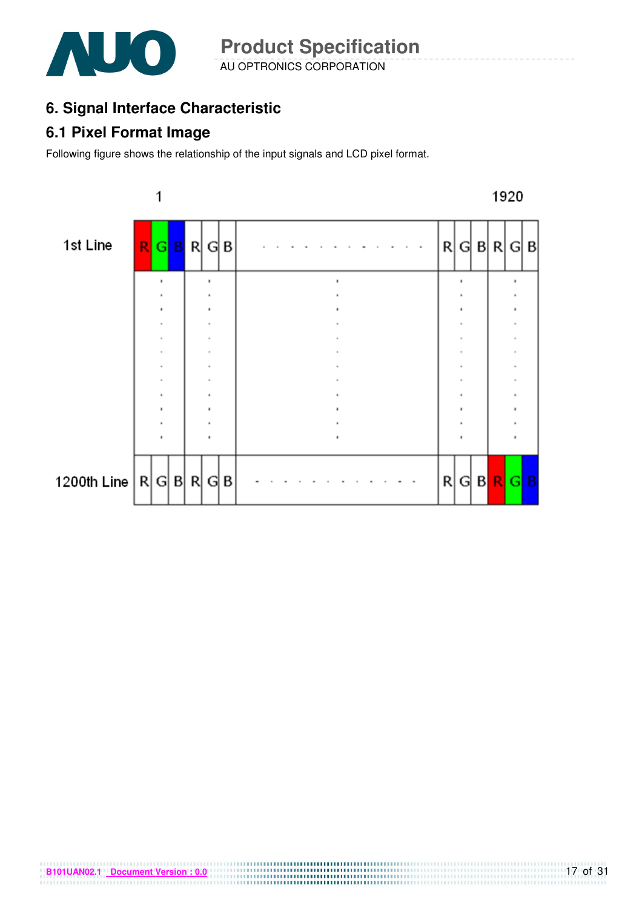## 6. Signal Interface Characteristic

### 6.1 Pixel Format Image

Following figure shows the relationship of the input signals and LCD pixel format.

| | 1 | | | | | | | | | | | 1920 | |
|---|---|---|---|---|---|---|---|---|---|---|---|---|---|
| 1st Line | R | G | B | R | G | B | . . . . . . . . . . . . . | R | G | B | R | G | B |
| | . | | | . | | | . | | . | | | . | |
| 1200th Line | R | G | B | R | G | B | . . . . . . . . . . . . . | R | G | B | R | G | B |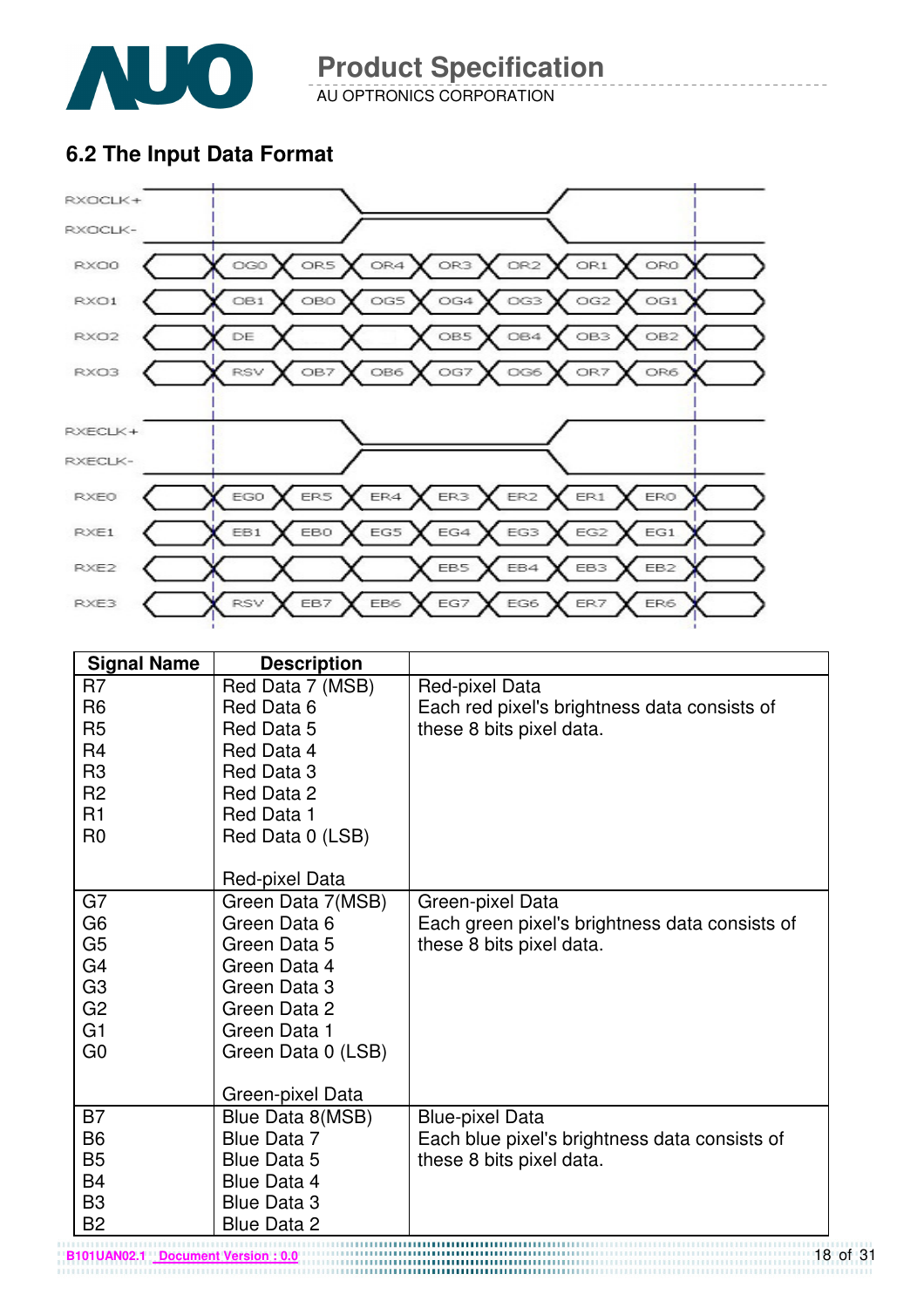## 6.2 The Input Data Format

| Signal | | | | | | | |
|---|---|---|---|---|---|---|---|
| RXOCLK+ / RXOCLK- | | | | | | | |
| RXO0 | OG0 | OR5 | OR4 | OR3 | OR2 | OR1 | OR0 |
| RXO1 | OB1 | OB0 | OG5 | OG4 | OG3 | OG2 | OG1 |
| RXO2 | DE | | | OB5 | OB4 | OB3 | OB2 |
| RXO3 | RSV | OB7 | OB6 | OG7 | OG6 | OR7 | OR6 |
| RXECLK+ / RXECLK- | | | | | | | |
| RXE0 | EG0 | ER5 | ER4 | ER3 | ER2 | ER1 | ER0 |
| RXE1 | EB1 | EB0 | EG5 | EG4 | EG3 | EG2 | EG1 |
| RXE2 | | | | EB5 | EB4 | EB3 | EB2 |
| RXE3 | RSV | EB7 | EB6 | EG7 | EG6 | ER7 | ER6 |

| Signal Name | Description | |
|---|---|---|
| R7 | Red Data 7 (MSB) | Red-pixel Data<br>Each red pixel's brightness data consists of these 8 bits pixel data. |
| R6 | Red Data 6 | |
| R5 | Red Data 5 | |
| R4 | Red Data 4 | |
| R3 | Red Data 3 | |
| R2 | Red Data 2 | |
| R1 | Red Data 1 | |
| R0 | Red Data 0 (LSB) | |
| | Red-pixel Data | |
| G7 | Green Data 7(MSB) | Green-pixel Data<br>Each green pixel's brightness data consists of these 8 bits pixel data. |
| G6 | Green Data 6 | |
| G5 | Green Data 5 | |
| G4 | Green Data 4 | |
| G3 | Green Data 3 | |
| G2 | Green Data 2 | |
| G1 | Green Data 1 | |
| G0 | Green Data 0 (LSB) | |
| | Green-pixel Data | |
| B7 | Blue Data 8(MSB) | Blue-pixel Data<br>Each blue pixel's brightness data consists of these 8 bits pixel data. |
| B6 | Blue Data 7 | |
| B5 | Blue Data 5 | |
| B4 | Blue Data 4 | |
| B3 | Blue Data 3 | |
| B2 | Blue Data 2 | |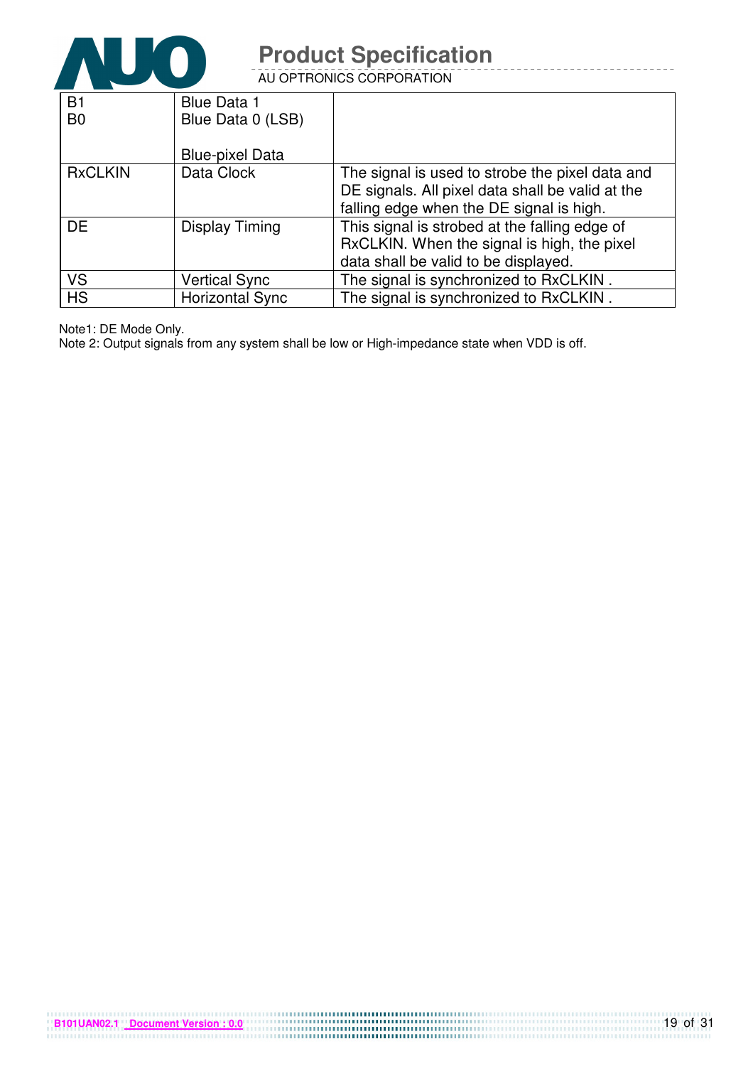| | | |
|---|---|---|
| B1<br>B0 | Blue Data 1<br>Blue Data 0 (LSB)<br><br>Blue-pixel Data | |
| RxCLKIN | Data Clock | The signal is used to strobe the pixel data and DE signals. All pixel data shall be valid at the falling edge when the DE signal is high. |
| DE | Display Timing | This signal is strobed at the falling edge of RxCLKIN. When the signal is high, the pixel data shall be valid to be displayed. |
| VS | Vertical Sync | The signal is synchronized to RxCLKIN . |
| HS | Horizontal Sync | The signal is synchronized to RxCLKIN . |

Note1: DE Mode Only.
Note 2: Output signals from any system shall be low or High-impedance state when VDD is off.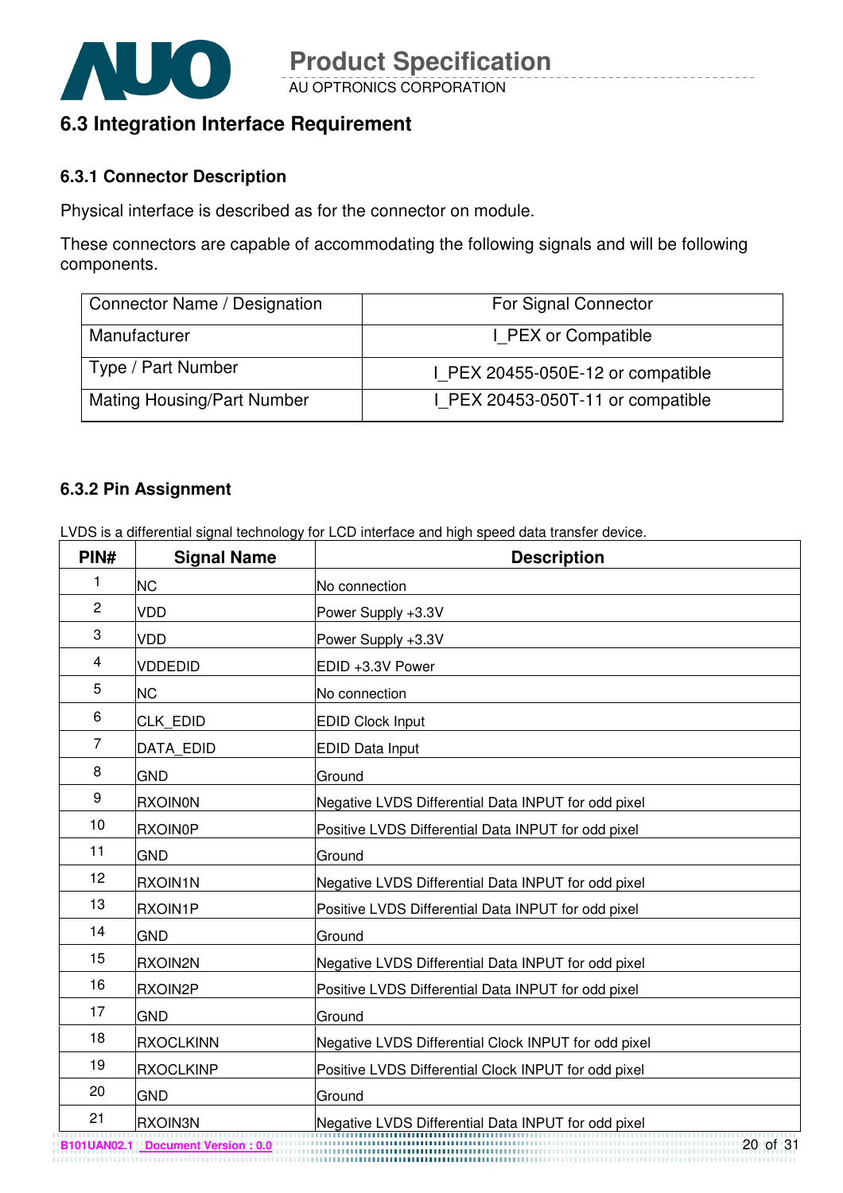## 6.3 Integration Interface Requirement

### 6.3.1 Connector Description

Physical interface is described as for the connector on module.

These connectors are capable of accommodating the following signals and will be following components.

| Connector Name / Designation | For Signal Connector |
|---|---|
| Manufacturer | I_PEX or Compatible |
| Type / Part Number | I_PEX 20455-050E-12 or compatible |
| Mating Housing/Part Number | I_PEX 20453-050T-11 or compatible |

### 6.3.2 Pin Assignment

LVDS is a differential signal technology for LCD interface and high speed data transfer device.

| PIN# | Signal Name | Description |
|---|---|---|
| 1 | NC | No connection |
| 2 | VDD | Power Supply +3.3V |
| 3 | VDD | Power Supply +3.3V |
| 4 | VDDEDID | EDID +3.3V Power |
| 5 | NC | No connection |
| 6 | CLK_EDID | EDID Clock Input |
| 7 | DATA_EDID | EDID Data Input |
| 8 | GND | Ground |
| 9 | RXOIN0N | Negative LVDS Differential Data INPUT for odd pixel |
| 10 | RXOIN0P | Positive LVDS Differential Data INPUT for odd pixel |
| 11 | GND | Ground |
| 12 | RXOIN1N | Negative LVDS Differential Data INPUT for odd pixel |
| 13 | RXOIN1P | Positive LVDS Differential Data INPUT for odd pixel |
| 14 | GND | Ground |
| 15 | RXOIN2N | Negative LVDS Differential Data INPUT for odd pixel |
| 16 | RXOIN2P | Positive LVDS Differential Data INPUT for odd pixel |
| 17 | GND | Ground |
| 18 | RXOCLKINN | Negative LVDS Differential Clock INPUT for odd pixel |
| 19 | RXOCLKINP | Positive LVDS Differential Clock INPUT for odd pixel |
| 20 | GND | Ground |
| 21 | RXOIN3N | Negative LVDS Differential Data INPUT for odd pixel |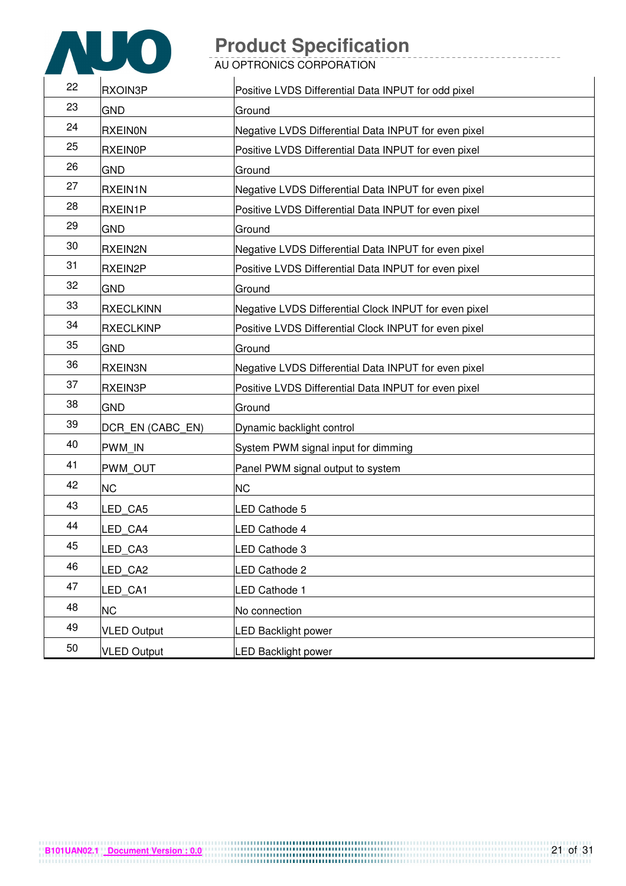| 22 | RXOIN3P | Positive LVDS Differential Data INPUT for odd pixel |
|---|---|---|
| 23 | GND | Ground |
| 24 | RXEIN0N | Negative LVDS Differential Data INPUT for even pixel |
| 25 | RXEIN0P | Positive LVDS Differential Data INPUT for even pixel |
| 26 | GND | Ground |
| 27 | RXEIN1N | Negative LVDS Differential Data INPUT for even pixel |
| 28 | RXEIN1P | Positive LVDS Differential Data INPUT for even pixel |
| 29 | GND | Ground |
| 30 | RXEIN2N | Negative LVDS Differential Data INPUT for even pixel |
| 31 | RXEIN2P | Positive LVDS Differential Data INPUT for even pixel |
| 32 | GND | Ground |
| 33 | RXECLKINN | Negative LVDS Differential Clock INPUT for even pixel |
| 34 | RXECLKINP | Positive LVDS Differential Clock INPUT for even pixel |
| 35 | GND | Ground |
| 36 | RXEIN3N | Negative LVDS Differential Data INPUT for even pixel |
| 37 | RXEIN3P | Positive LVDS Differential Data INPUT for even pixel |
| 38 | GND | Ground |
| 39 | DCR_EN (CABC_EN) | Dynamic backlight control |
| 40 | PWM_IN | System PWM signal input for dimming |
| 41 | PWM_OUT | Panel PWM signal output to system |
| 42 | NC | NC |
| 43 | LED_CA5 | LED Cathode 5 |
| 44 | LED_CA4 | LED Cathode 4 |
| 45 | LED_CA3 | LED Cathode 3 |
| 46 | LED_CA2 | LED Cathode 2 |
| 47 | LED_CA1 | LED Cathode 1 |
| 48 | NC | No connection |
| 49 | VLED Output | LED Backlight power |
| 50 | VLED Output | LED Backlight power |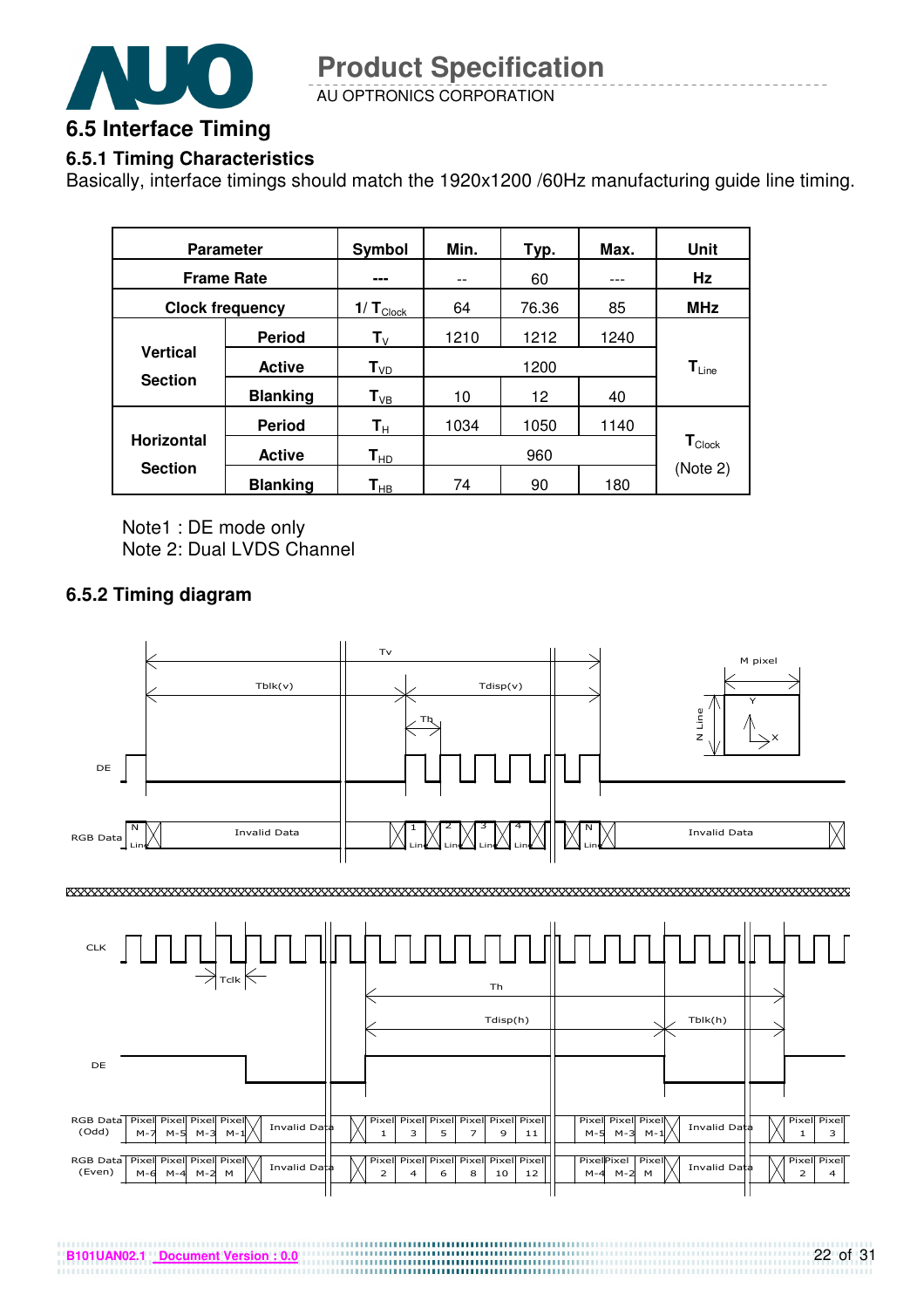## 6.5 Interface Timing

### 6.5.1 Timing Characteristics

Basically, interface timings should match the 1920x1200 /60Hz manufacturing guide line timing.

| Parameter | | Symbol | Min. | Typ. | Max. | Unit |
|---|---|---|---|---|---|---|
| Frame Rate | | --- | -- | 60 | --- | Hz |
| Clock frequency | | $1/T_{Clock}$ | 64 | 76.36 | 85 | MHz |
| Vertical Section | Period | $T_V$ | 1210 | 1212 | 1240 | $T_{Line}$ |
| | Active | $T_{VD}$ | | 1200 | | |
| | Blanking | $T_{VB}$ | 10 | 12 | 40 | |
| Horizontal Section | Period | $T_H$ | 1034 | 1050 | 1140 | $T_{Clock}$ (Note 2) |
| | Active | $T_{HD}$ | | 960 | | |
| | Blanking | $T_{HB}$ | 74 | 90 | 180 | |

Note1 : DE mode only
Note 2: Dual LVDS Channel

### 6.5.2 Timing diagram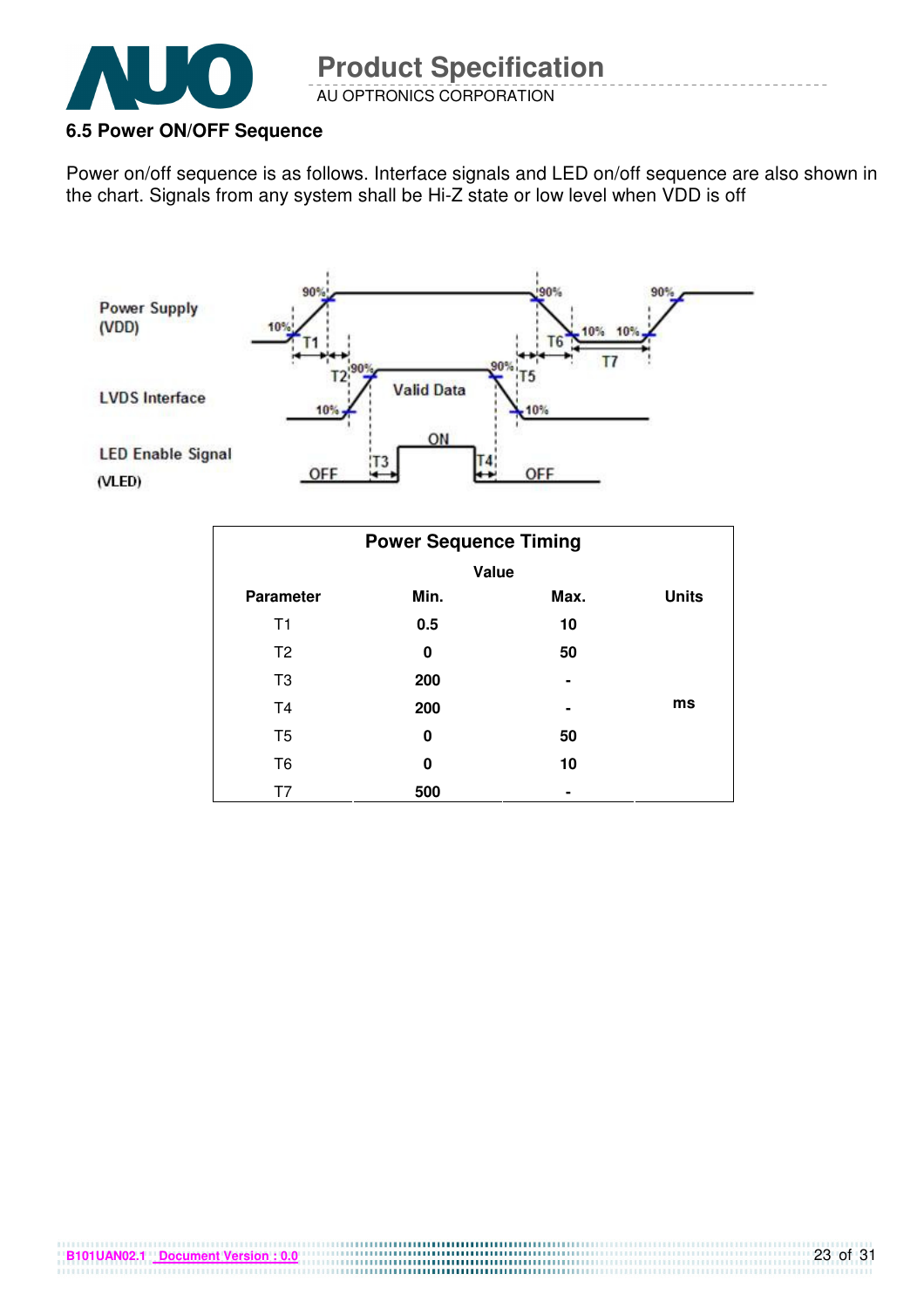## 6.5 Power ON/OFF Sequence

Power on/off sequence is as follows. Interface signals and LED on/off sequence are also shown in the chart. Signals from any system shall be Hi-Z state or low level when VDD is off

| Power Sequence Timing | | | |
|---|---|---|---|
| | Value | | |
| Parameter | Min. | Max. | Units |
| T1 | 0.5 | 10 | ms |
| T2 | 0 | 50 | ms |
| T3 | 200 | - | ms |
| T4 | 200 | - | ms |
| T5 | 0 | 50 | ms |
| T6 | 0 | 10 | ms |
| T7 | 500 | - | ms |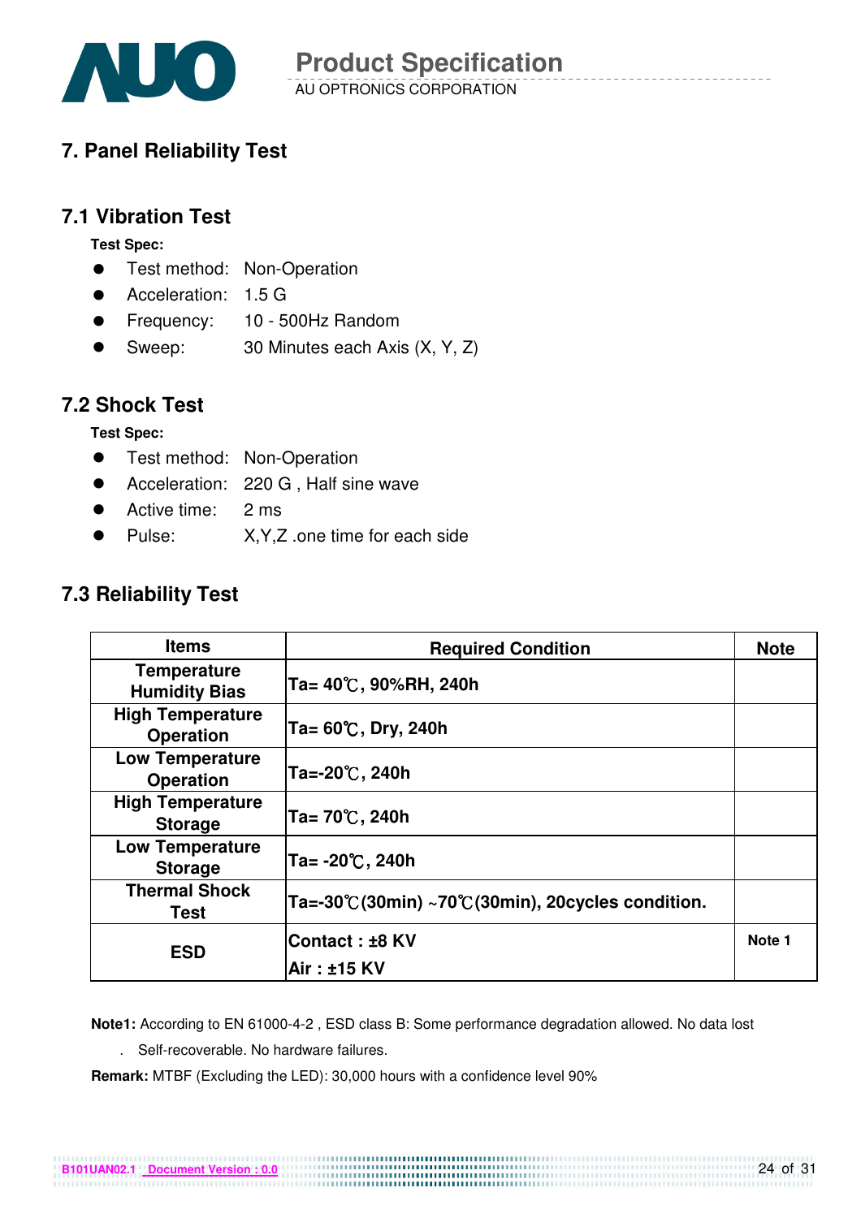# 7. Panel Reliability Test

## 7.1 Vibration Test

**Test Spec:**

- Test method: Non-Operation
- Acceleration: 1.5 G
- Frequency: 10 - 500Hz Random
- Sweep: 30 Minutes each Axis (X, Y, Z)

## 7.2 Shock Test

**Test Spec:**

- Test method: Non-Operation
- Acceleration: 220 G , Half sine wave
- Active time: 2 ms
- Pulse: X,Y,Z .one time for each side

## 7.3 Reliability Test

| Items | Required Condition | Note |
|---|---|---|
| Temperature Humidity Bias | Ta= 40℃, 90%RH, 240h | |
| High Temperature Operation | Ta= 60℃, Dry, 240h | |
| Low Temperature Operation | Ta=-20℃, 240h | |
| High Temperature Storage | Ta= 70℃, 240h | |
| Low Temperature Storage | Ta= -20℃, 240h | |
| Thermal Shock Test | Ta=-30℃(30min) ~70℃(30min), 20cycles condition. | |
| ESD | Contact : ±8 KV<br>Air : ±15 KV | Note 1 |

**Note1:** According to EN 61000-4-2 , ESD class B: Some performance degradation allowed. No data lost

. Self-recoverable. No hardware failures.

**Remark:** MTBF (Excluding the LED): 30,000 hours with a confidence level 90%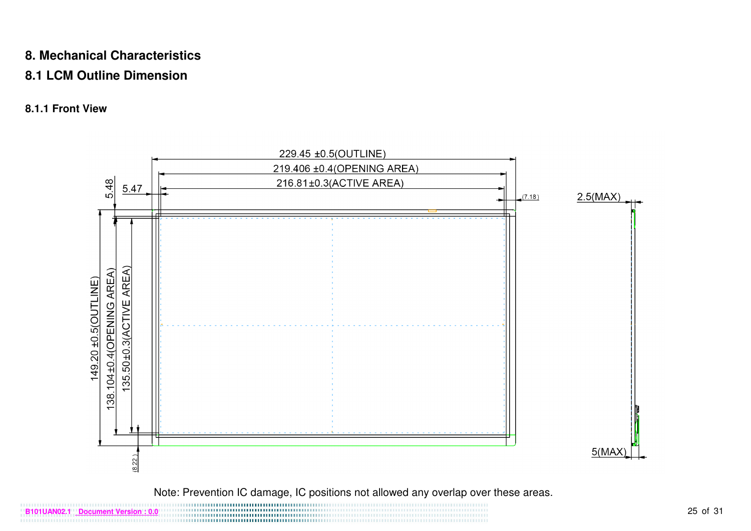# 8. Mechanical Characteristics

## 8.1 LCM Outline Dimension

### 8.1.1 Front View

229.45 ±0.5(OUTLINE)

219.406 ±0.4(OPENING AREA)

216.81±0.3(ACTIVE AREA)

5.48

5.47

(7.18)

2.5(MAX)

149.20 ±0.5(OUTLINE)

138.104±0.4(OPENING AREA)

135.50±0.3(ACTIVE AREA)

(8.22)

5(MAX)

Note: Prevention IC damage, IC positions not allowed any overlap over these areas.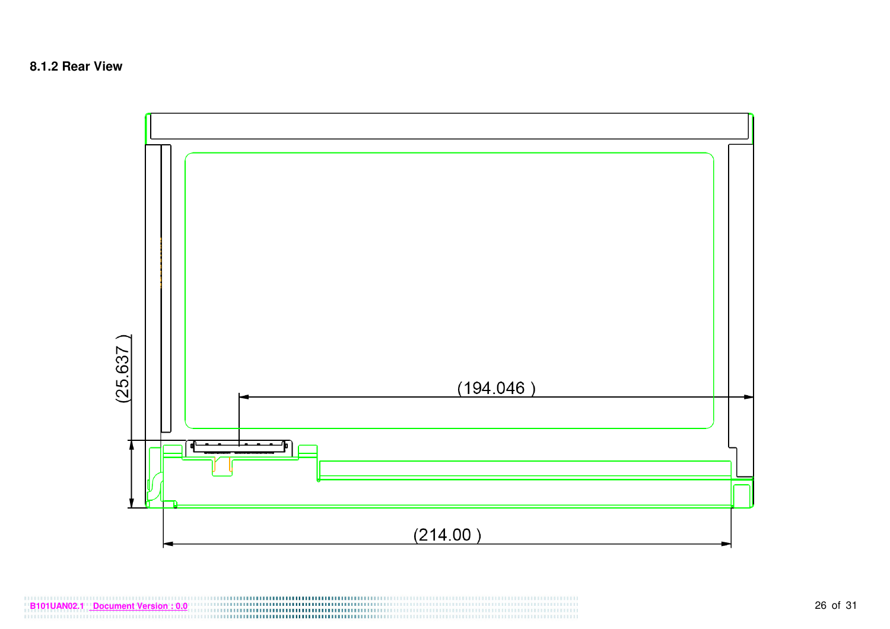### 8.1.2 Rear View

(25.637 )

(194.046 )

(214.00 )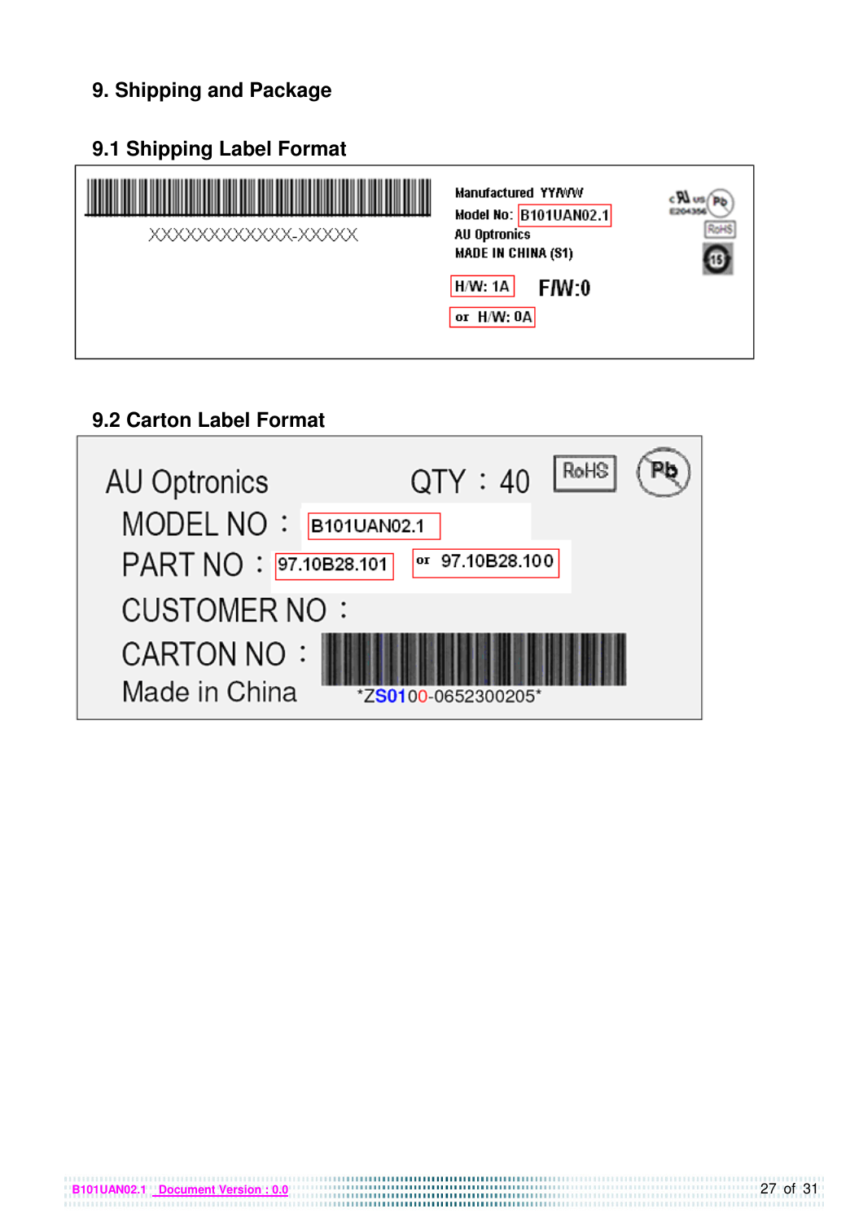## 9. Shipping and Package

### 9.1 Shipping Label Format

XXXXXXXXXXXX-XXXXX

Manufactured YY/WW
Model No: B101UAN02.1
AU Optronics
MADE IN CHINA (S1)

H/W: 1A F/W:0
or H/W: 0A

### 9.2 Carton Label Format

AU Optronics QTY : 40

MODEL NO : B101UAN02.1

PART NO : 97.10B28.101 or 97.10B28.100

CUSTOMER NO :

CARTON NO :

Made in China *ZS0100-0652300205*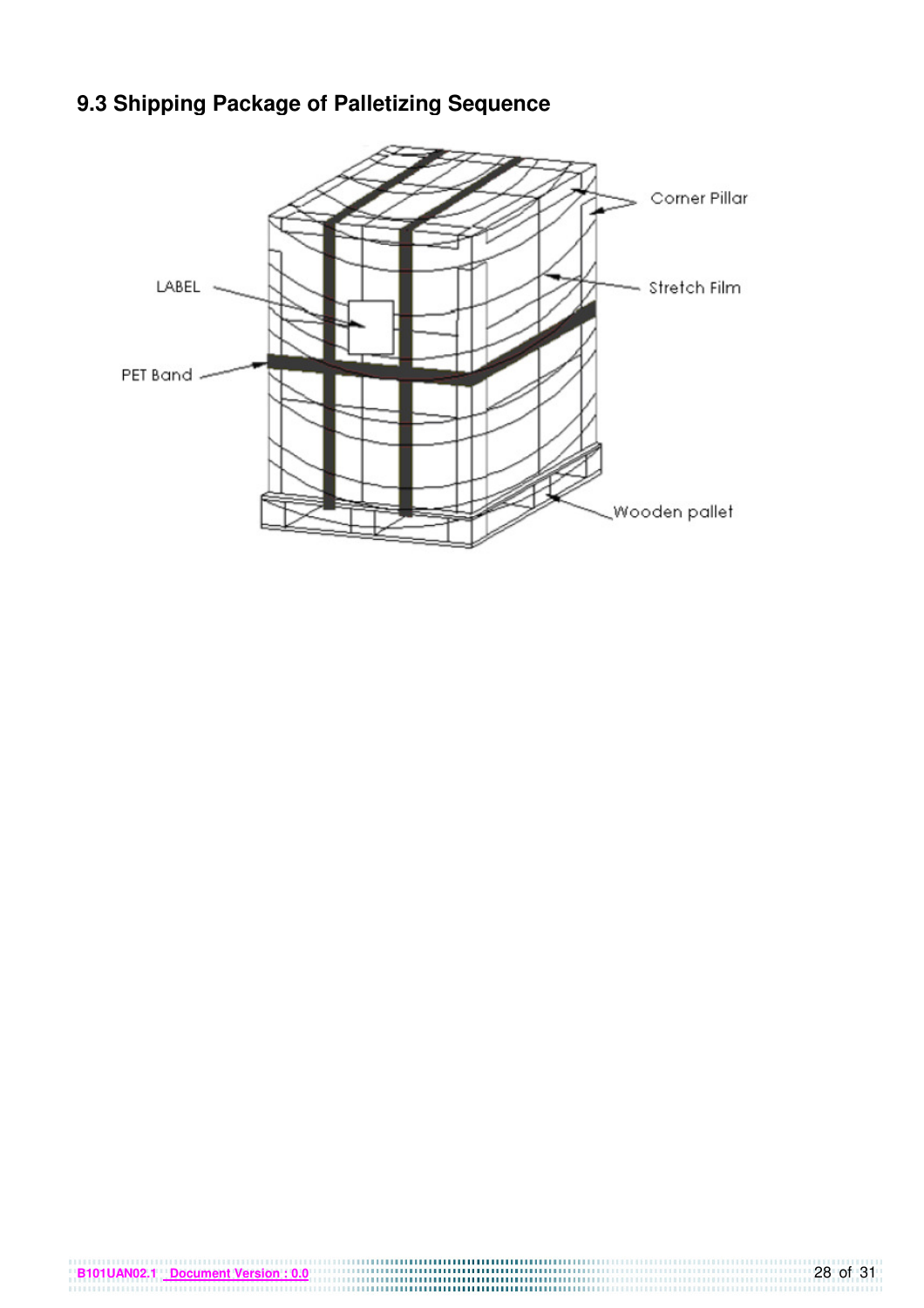### 9.3 Shipping Package of Palletizing Sequence

Corner Pillar

LABEL

Stretch Film

PET Band

Wooden pallet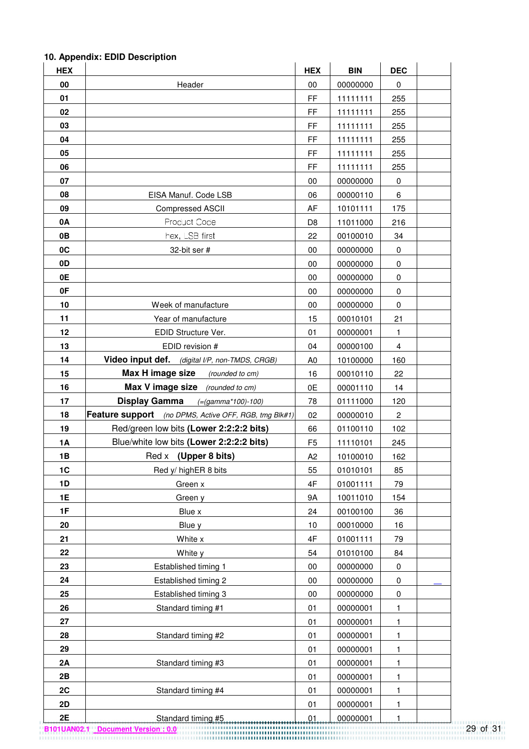## 10. Appendix: EDID Description

| HEX | | HEX | BIN | DEC | |
|---|---|---|---|---|---|
| 00 | Header | 00 | 00000000 | 0 | |
| 01 | | FF | 11111111 | 255 | |
| 02 | | FF | 11111111 | 255 | |
| 03 | | FF | 11111111 | 255 | |
| 04 | | FF | 11111111 | 255 | |
| 05 | | FF | 11111111 | 255 | |
| 06 | | FF | 11111111 | 255 | |
| 07 | | 00 | 00000000 | 0 | |
| 08 | EISA Manuf. Code LSB | 06 | 00000110 | 6 | |
| 09 | Compressed ASCII | AF | 10101111 | 175 | |
| 0A | Product Code | D8 | 11011000 | 216 | |
| 0B | hex, LSB first | 22 | 00100010 | 34 | |
| 0C | 32-bit ser # | 00 | 00000000 | 0 | |
| 0D | | 00 | 00000000 | 0 | |
| 0E | | 00 | 00000000 | 0 | |
| 0F | | 00 | 00000000 | 0 | |
| 10 | Week of manufacture | 00 | 00000000 | 0 | |
| 11 | Year of manufacture | 15 | 00010101 | 21 | |
| 12 | EDID Structure Ver. | 01 | 00000001 | 1 | |
| 13 | EDID revision # | 04 | 00000100 | 4 | |
| 14 | **Video input def.** *(digital I/P, non-TMDS, CRGB)* | A0 | 10100000 | 160 | |
| 15 | **Max H image size** *(rounded to cm)* | 16 | 00010110 | 22 | |
| 16 | **Max V image size** *(rounded to cm)* | 0E | 00001110 | 14 | |
| 17 | **Display Gamma** *(=(gamma*100)-100)* | 78 | 01111000 | 120 | |
| 18 | **Feature support** *(no DPMS, Active OFF, RGB, tmg Blk#1)* | 02 | 00000010 | 2 | |
| 19 | Red/green low bits **(Lower 2:2:2:2 bits)** | 66 | 01100110 | 102 | |
| 1A | Blue/white low bits **(Lower 2:2:2:2 bits)** | F5 | 11110101 | 245 | |
| 1B | Red x **(Upper 8 bits)** | A2 | 10100010 | 162 | |
| 1C | Red y/ highER 8 bits | 55 | 01010101 | 85 | |
| 1D | Green x | 4F | 01001111 | 79 | |
| 1E | Green y | 9A | 10011010 | 154 | |
| 1F | Blue x | 24 | 00100100 | 36 | |
| 20 | Blue y | 10 | 00010000 | 16 | |
| 21 | White x | 4F | 01001111 | 79 | |
| 22 | White y | 54 | 01010100 | 84 | |
| 23 | Established timing 1 | 00 | 00000000 | 0 | |
| 24 | Established timing 2 | 00 | 00000000 | 0 | |
| 25 | Established timing 3 | 00 | 00000000 | 0 | |
| 26 | Standard timing #1 | 01 | 00000001 | 1 | |
| 27 | | 01 | 00000001 | 1 | |
| 28 | Standard timing #2 | 01 | 00000001 | 1 | |
| 29 | | 01 | 00000001 | 1 | |
| 2A | Standard timing #3 | 01 | 00000001 | 1 | |
| 2B | | 01 | 00000001 | 1 | |
| 2C | Standard timing #4 | 01 | 00000001 | 1 | |
| 2D | | 01 | 00000001 | 1 | |
| 2E | Standard timing #5 | 01 | 00000001 | 1 | |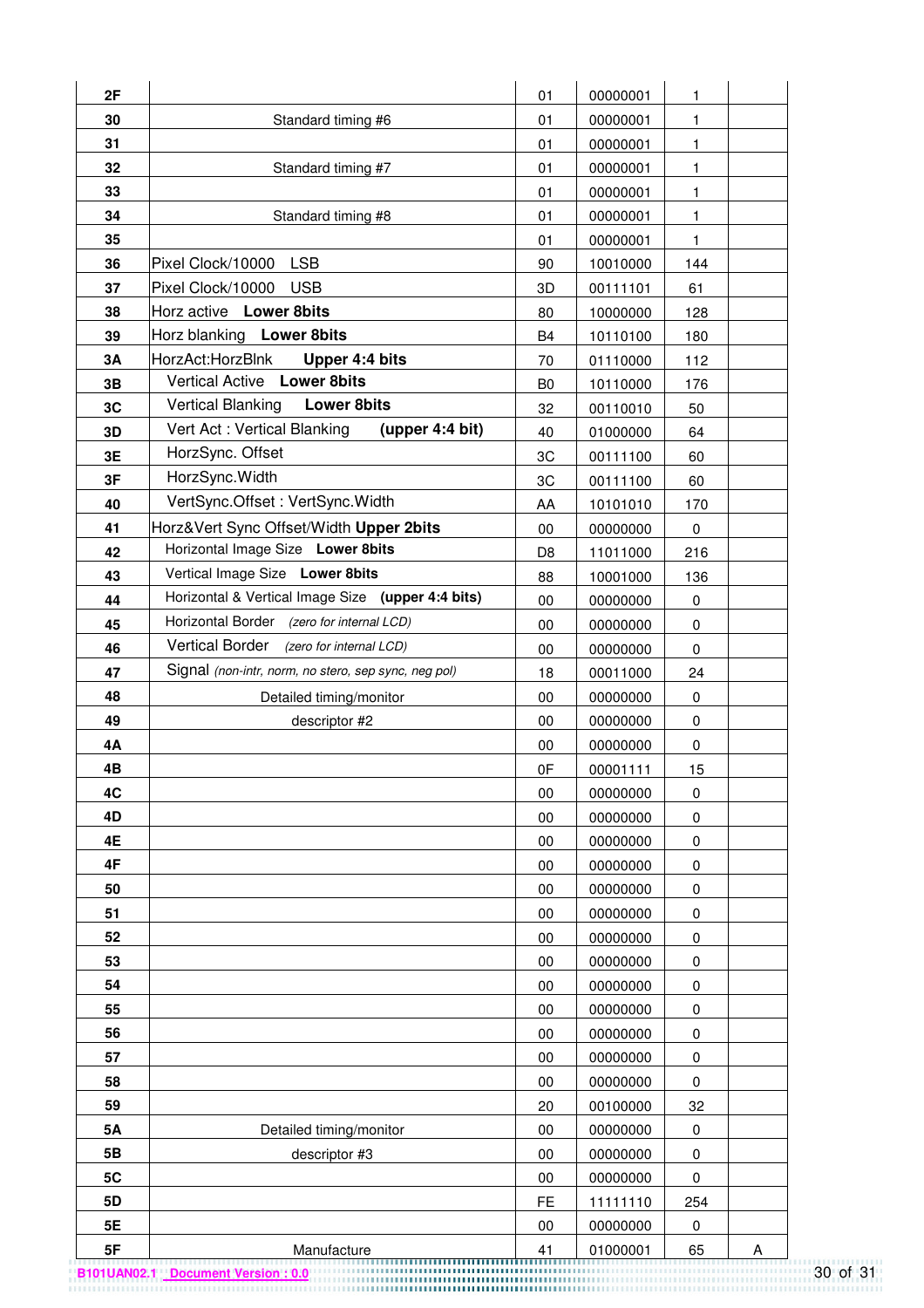| | | | | | |
|---|---|---|---|---|---|
| **2F** | | 01 | 00000001 | 1 | |
| **30** | Standard timing #6 | 01 | 00000001 | 1 | |
| **31** | | 01 | 00000001 | 1 | |
| **32** | Standard timing #7 | 01 | 00000001 | 1 | |
| **33** | | 01 | 00000001 | 1 | |
| **34** | Standard timing #8 | 01 | 00000001 | 1 | |
| **35** | | 01 | 00000001 | 1 | |
| **36** | Pixel Clock/10000 LSB | 90 | 10010000 | 144 | |
| **37** | Pixel Clock/10000 USB | 3D | 00111101 | 61 | |
| **38** | Horz active **Lower 8bits** | 80 | 10000000 | 128 | |
| **39** | Horz blanking **Lower 8bits** | B4 | 10110100 | 180 | |
| **3A** | HorzAct:HorzBlnk **Upper 4:4 bits** | 70 | 01110000 | 112 | |
| **3B** | Vertical Active **Lower 8bits** | B0 | 10110000 | 176 | |
| **3C** | Vertical Blanking **Lower 8bits** | 32 | 00110010 | 50 | |
| **3D** | Vert Act : Vertical Blanking **(upper 4:4 bit)** | 40 | 01000000 | 64 | |
| **3E** | HorzSync. Offset | 3C | 00111100 | 60 | |
| **3F** | HorzSync.Width | 3C | 00111100 | 60 | |
| **40** | VertSync.Offset : VertSync.Width | AA | 10101010 | 170 | |
| **41** | Horz&Vert Sync Offset/Width **Upper 2bits** | 00 | 00000000 | 0 | |
| **42** | Horizontal Image Size **Lower 8bits** | D8 | 11011000 | 216 | |
| **43** | Vertical Image Size **Lower 8bits** | 88 | 10001000 | 136 | |
| **44** | Horizontal & Vertical Image Size **(upper 4:4 bits)** | 00 | 00000000 | 0 | |
| **45** | Horizontal Border *(zero for internal LCD)* | 00 | 00000000 | 0 | |
| **46** | Vertical Border *(zero for internal LCD)* | 00 | 00000000 | 0 | |
| **47** | Signal *(non-intr, norm, no stero, sep sync, neg pol)* | 18 | 00011000 | 24 | |
| **48** | Detailed timing/monitor | 00 | 00000000 | 0 | |
| **49** | descriptor #2 | 00 | 00000000 | 0 | |
| **4A** | | 00 | 00000000 | 0 | |
| **4B** | | 0F | 00001111 | 15 | |
| **4C** | | 00 | 00000000 | 0 | |
| **4D** | | 00 | 00000000 | 0 | |
| **4E** | | 00 | 00000000 | 0 | |
| **4F** | | 00 | 00000000 | 0 | |
| **50** | | 00 | 00000000 | 0 | |
| **51** | | 00 | 00000000 | 0 | |
| **52** | | 00 | 00000000 | 0 | |
| **53** | | 00 | 00000000 | 0 | |
| **54** | | 00 | 00000000 | 0 | |
| **55** | | 00 | 00000000 | 0 | |
| **56** | | 00 | 00000000 | 0 | |
| **57** | | 00 | 00000000 | 0 | |
| **58** | | 00 | 00000000 | 0 | |
| **59** | | 20 | 00100000 | 32 | |
| **5A** | Detailed timing/monitor | 00 | 00000000 | 0 | |
| **5B** | descriptor #3 | 00 | 00000000 | 0 | |
| **5C** | | 00 | 00000000 | 0 | |
| **5D** | | FE | 11111110 | 254 | |
| **5E** | | 00 | 00000000 | 0 | |
| **5F** | Manufacture | 41 | 01000001 | 65 | A |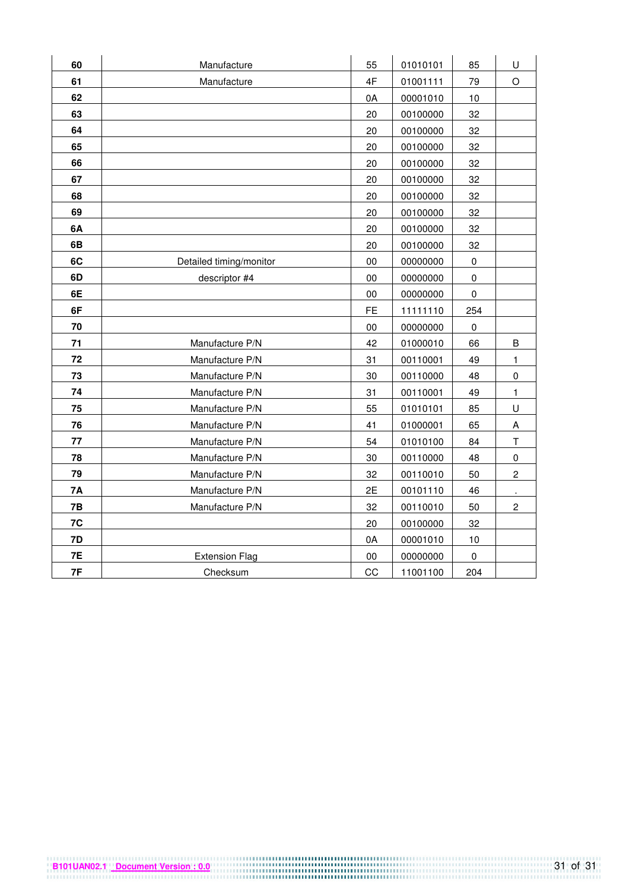| | | | | | |
|---|---|---|---|---|---|
| **60** | Manufacture | 55 | 01010101 | 85 | U |
| **61** | Manufacture | 4F | 01001111 | 79 | O |
| **62** | | 0A | 00001010 | 10 | |
| **63** | | 20 | 00100000 | 32 | |
| **64** | | 20 | 00100000 | 32 | |
| **65** | | 20 | 00100000 | 32 | |
| **66** | | 20 | 00100000 | 32 | |
| **67** | | 20 | 00100000 | 32 | |
| **68** | | 20 | 00100000 | 32 | |
| **69** | | 20 | 00100000 | 32 | |
| **6A** | | 20 | 00100000 | 32 | |
| **6B** | | 20 | 00100000 | 32 | |
| **6C** | Detailed timing/monitor | 00 | 00000000 | 0 | |
| **6D** | descriptor #4 | 00 | 00000000 | 0 | |
| **6E** | | 00 | 00000000 | 0 | |
| **6F** | | FE | 11111110 | 254 | |
| **70** | | 00 | 00000000 | 0 | |
| **71** | Manufacture P/N | 42 | 01000010 | 66 | B |
| **72** | Manufacture P/N | 31 | 00110001 | 49 | 1 |
| **73** | Manufacture P/N | 30 | 00110000 | 48 | 0 |
| **74** | Manufacture P/N | 31 | 00110001 | 49 | 1 |
| **75** | Manufacture P/N | 55 | 01010101 | 85 | U |
| **76** | Manufacture P/N | 41 | 01000001 | 65 | A |
| **77** | Manufacture P/N | 54 | 01010100 | 84 | T |
| **78** | Manufacture P/N | 30 | 00110000 | 48 | 0 |
| **79** | Manufacture P/N | 32 | 00110010 | 50 | 2 |
| **7A** | Manufacture P/N | 2E | 00101110 | 46 | . |
| **7B** | Manufacture P/N | 32 | 00110010 | 50 | 2 |
| **7C** | | 20 | 00100000 | 32 | |
| **7D** | | 0A | 00001010 | 10 | |
| **7E** | Extension Flag | 00 | 00000000 | 0 | |
| **7F** | Checksum | CC | 11001100 | 204 | |